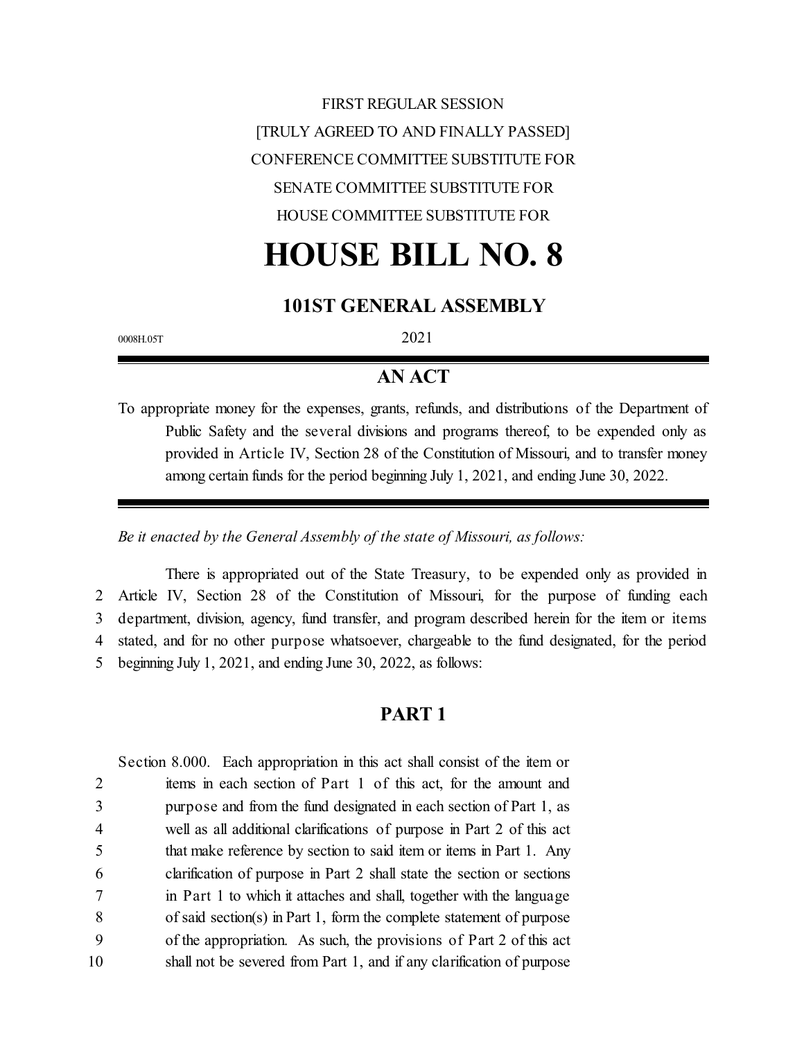FIRST REGULAR SESSION

[TRULY AGREED TO AND FINALLY PASSED]

CONFERENCE COMMITTEE SUBSTITUTE FOR

SENATE COMMITTEE SUBSTITUTE FOR

HOUSE COMMITTEE SUBSTITUTE FOR

# HOUSE BILL NO. 8

## 101ST GENERAL ASSEMBLY

0008H.05T

2021

## AN ACT

To appropriate money for the expenses, grants, refunds, and distributions of the Department of Public Safety and the several divisions and programs thereof, to be expended only as provided in Article IV, Section 28 of the Constitution of Missouri, and to transfer money among certain funds for the period beginning July 1, 2021, and ending June 30, 2022.

*Be it enacted by the General Assembly of the state of Missouri, as follows:*

There is appropriated out of the State Treasury, to be expended only as provided in
2 Article IV, Section 28 of the Constitution of Missouri, for the purpose of funding each
3 department, division, agency, fund transfer, and program described herein for the item or items
4 stated, and for no other purpose whatsoever, chargeable to the fund designated, for the period
5 beginning July 1, 2021, and ending June 30, 2022, as follows:

## PART 1

Section 8.000. Each appropriation in this act shall consist of the item or
2 items in each section of Part 1 of this act, for the amount and
3 purpose and from the fund designated in each section of Part 1, as
4 well as all additional clarifications of purpose in Part 2 of this act
5 that make reference by section to said item or items in Part 1. Any
6 clarification of purpose in Part 2 shall state the section or sections
7 in Part 1 to which it attaches and shall, together with the language
8 of said section(s) in Part 1, form the complete statement of purpose
9 of the appropriation. As such, the provisions of Part 2 of this act
10 shall not be severed from Part 1, and if any clarification of purpose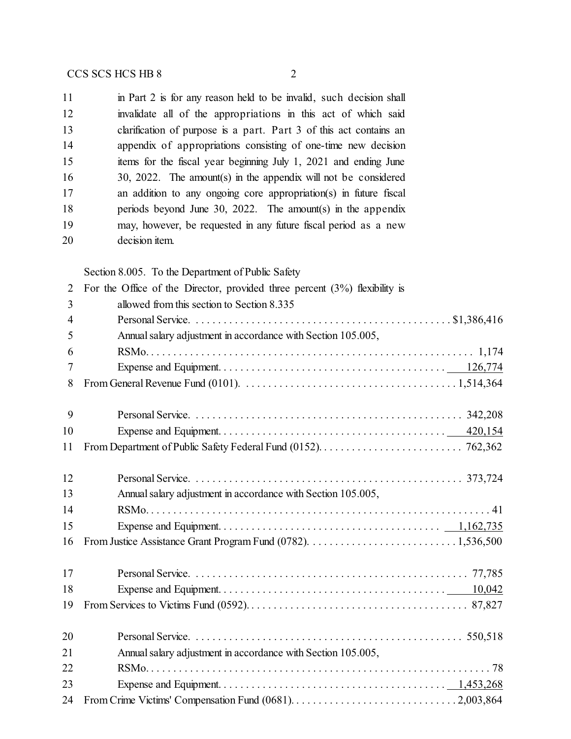11 in Part 2 is for any reason held to be invalid, such decision shall
12 invalidate all of the appropriations in this act of which said
13 clarification of purpose is a part. Part 3 of this act contains an
14 appendix of appropriations consisting of one-time new decision
15 items for the fiscal year beginning July 1, 2021 and ending June
16 30, 2022. The amount(s) in the appendix will not be considered
17 an addition to any ongoing core appropriation(s) in future fiscal
18 periods beyond June 30, 2022. The amount(s) in the appendix
19 may, however, be requested in any future fiscal period as a new
20 decision item.

Section 8.005. To the Department of Public Safety

| | | |
|---|---|---|
| 2 | For the Office of the Director, provided three percent (3%) flexibility is allowed from this section to Section 8.335 | |
| 3 | | |
| 4 | Personal Service | $1,386,416 |
| 5 | Annual salary adjustment in accordance with Section 105.005, | |
| 6 | RSMo | 1,174 |
| 7 | Expense and Equipment | 126,774 |
| 8 | From General Revenue Fund (0101) | 1,514,364 |
| 9 | Personal Service | 342,208 |
| 10 | Expense and Equipment | 420,154 |
| 11 | From Department of Public Safety Federal Fund (0152) | 762,362 |
| 12 | Personal Service | 373,724 |
| 13 | Annual salary adjustment in accordance with Section 105.005, | |
| 14 | RSMo | 41 |
| 15 | Expense and Equipment | 1,162,735 |
| 16 | From Justice Assistance Grant Program Fund (0782) | 1,536,500 |
| 17 | Personal Service | 77,785 |
| 18 | Expense and Equipment | 10,042 |
| 19 | From Services to Victims Fund (0592) | 87,827 |
| 20 | Personal Service | 550,518 |
| 21 | Annual salary adjustment in accordance with Section 105.005, | |
| 22 | RSMo | 78 |
| 23 | Expense and Equipment | 1,453,268 |
| 24 | From Crime Victims' Compensation Fund (0681) | 2,003,864 |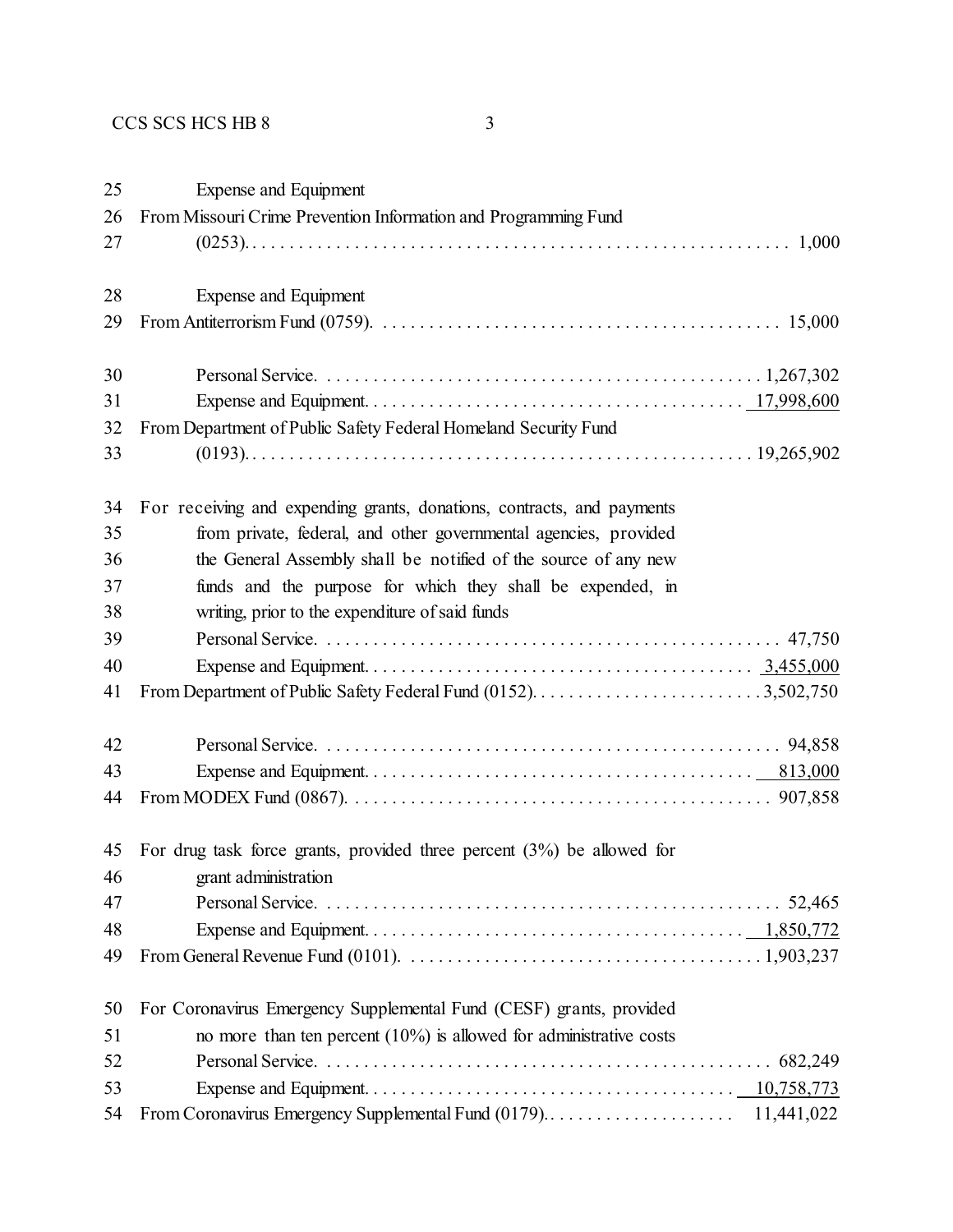Expense and Equipment

From Missouri Crime Prevention Information and Programming Fund (0253). . . . . . . . . . 1,000

Expense and Equipment

From Antiterrorism Fund (0759). . . . . . . . . . 15,000

Personal Service. . . . . . . . . . 1,267,302

Expense and Equipment. . . . . . . . . . 17,998,600

From Department of Public Safety Federal Homeland Security Fund (0193). . . . . . . . . . 19,265,902

For receiving and expending grants, donations, contracts, and payments from private, federal, and other governmental agencies, provided the General Assembly shall be notified of the source of any new funds and the purpose for which they shall be expended, in writing, prior to the expenditure of said funds

Personal Service. . . . . . . . . . 47,750

Expense and Equipment. . . . . . . . . . 3,455,000

From Department of Public Safety Federal Fund (0152). . . . . . . . . . 3,502,750

Personal Service. . . . . . . . . . 94,858

Expense and Equipment. . . . . . . . . . 813,000

From MODEX Fund (0867). . . . . . . . . . 907,858

For drug task force grants, provided three percent (3%) be allowed for grant administration

Personal Service. . . . . . . . . . 52,465

Expense and Equipment. . . . . . . . . . 1,850,772

From General Revenue Fund (0101). . . . . . . . . . 1,903,237

For Coronavirus Emergency Supplemental Fund (CESF) grants, provided no more than ten percent (10%) is allowed for administrative costs

Personal Service. . . . . . . . . . 682,249

Expense and Equipment. . . . . . . . . . 10,758,773

From Coronavirus Emergency Supplemental Fund (0179). . . . . . . . . . 11,441,022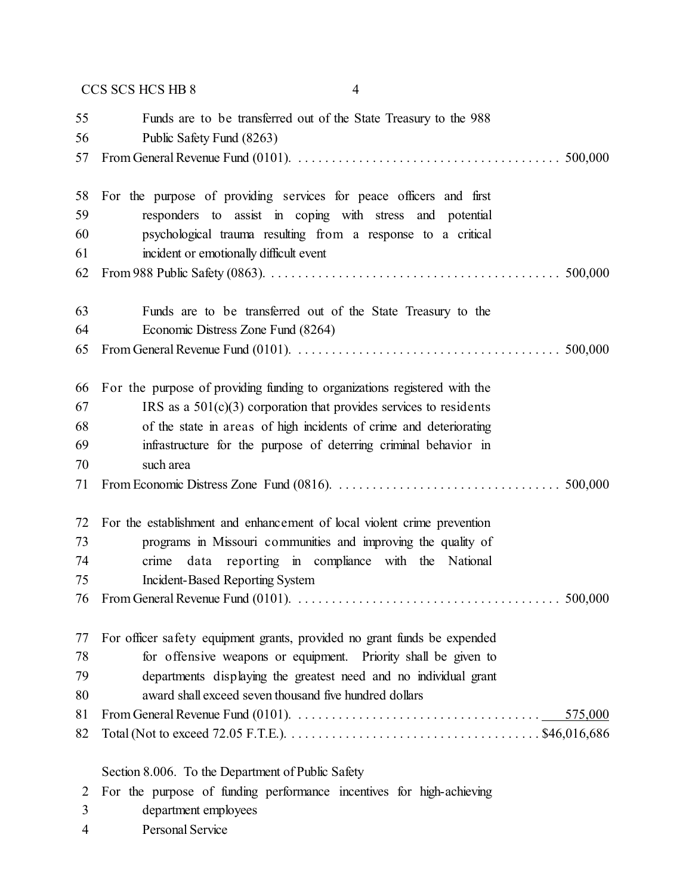Funds are to be transferred out of the State Treasury to the 988 Public Safety Fund (8263)
From General Revenue Fund (0101). . . . . . . . . . . . . . . . . . . . . . . . . . . . . . . . . . . . . . . . 500,000

For the purpose of providing services for peace officers and first responders to assist in coping with stress and potential psychological trauma resulting from a response to a critical incident or emotionally difficult event
From 988 Public Safety (0863). . . . . . . . . . . . . . . . . . . . . . . . . . . . . . . . . . . . . . . . . . . 500,000

Funds are to be transferred out of the State Treasury to the Economic Distress Zone Fund (8264)
From General Revenue Fund (0101). . . . . . . . . . . . . . . . . . . . . . . . . . . . . . . . . . . . . . . . 500,000

For the purpose of providing funding to organizations registered with the IRS as a 501(c)(3) corporation that provides services to residents of the state in areas of high incidents of crime and deteriorating infrastructure for the purpose of deterring criminal behavior in such area
From Economic Distress Zone Fund (0816). . . . . . . . . . . . . . . . . . . . . . . . . . . . . . . . . . 500,000

For the establishment and enhancement of local violent crime prevention programs in Missouri communities and improving the quality of crime data reporting in compliance with the National Incident-Based Reporting System
From General Revenue Fund (0101). . . . . . . . . . . . . . . . . . . . . . . . . . . . . . . . . . . . . . . . 500,000

For officer safety equipment grants, provided no grant funds be expended for offensive weapons or equipment. Priority shall be given to departments displaying the greatest need and no individual grant award shall exceed seven thousand five hundred dollars
From General Revenue Fund (0101). . . . . . . . . . . . . . . . . . . . . . . . . . . . . . . . . . . . . 575,000
Total (Not to exceed 72.05 F.T.E.). . . . . . . . . . . . . . . . . . . . . . . . . . . . . . . . . . . . . . $46,016,686

Section 8.006. To the Department of Public Safety
For the purpose of funding performance incentives for high-achieving department employees
Personal Service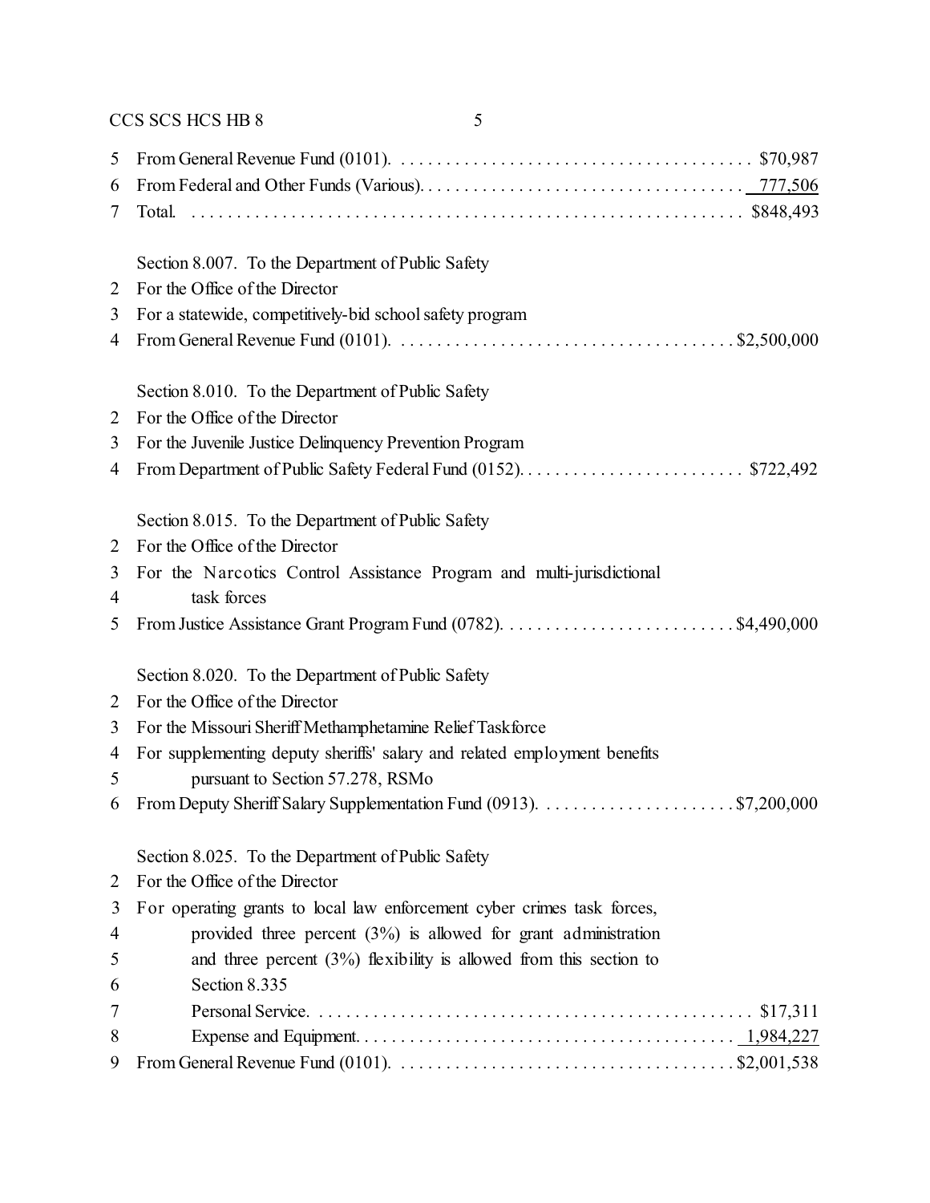5 From General Revenue Fund (0101). . . . . . . . . . . . . . . . . . . . . . . . . . . . . . . . . . . . . . . . $70,987
6 From Federal and Other Funds (Various). . . . . . . . . . . . . . . . . . . . . . . . . . . . . . . . . . . . . 777,506
7 Total. . . . . . . . . . . . . . . . . . . . . . . . . . . . . . . . . . . . . . . . . . . . . . . . . . . . . . . . . . . . . $848,493

Section 8.007. To the Department of Public Safety
2 For the Office of the Director
3 For a statewide, competitively-bid school safety program
4 From General Revenue Fund (0101). . . . . . . . . . . . . . . . . . . . . . . . . . . . . . . . . . . . . . $2,500,000

Section 8.010. To the Department of Public Safety
2 For the Office of the Director
3 For the Juvenile Justice Delinquency Prevention Program
4 From Department of Public Safety Federal Fund (0152). . . . . . . . . . . . . . . . . . . . . . . . . . $722,492

Section 8.015. To the Department of Public Safety
2 For the Office of the Director
3 For the Narcotics Control Assistance Program and multi-jurisdictional
4 task forces
5 From Justice Assistance Grant Program Fund (0782). . . . . . . . . . . . . . . . . . . . . . . . . . $4,490,000

Section 8.020. To the Department of Public Safety
2 For the Office of the Director
3 For the Missouri Sheriff Methamphetamine Relief Taskforce
4 For supplementing deputy sheriffs' salary and related employment benefits
5 pursuant to Section 57.278, RSMo
6 From Deputy Sheriff Salary Supplementation Fund (0913). . . . . . . . . . . . . . . . . . . . . . $7,200,000

Section 8.025. To the Department of Public Safety
2 For the Office of the Director
3 For operating grants to local law enforcement cyber crimes task forces,
4 provided three percent (3%) is allowed for grant administration
5 and three percent (3%) flexibility is allowed from this section to
6 Section 8.335
7 Personal Service. . . . . . . . . . . . . . . . . . . . . . . . . . . . . . . . . . . . . . . . . . . . . . . . . $17,311
8 Expense and Equipment. . . . . . . . . . . . . . . . . . . . . . . . . . . . . . . . . . . . . . . . . . 1,984,227
9 From General Revenue Fund (0101). . . . . . . . . . . . . . . . . . . . . . . . . . . . . . . . . . . . . . $2,001,538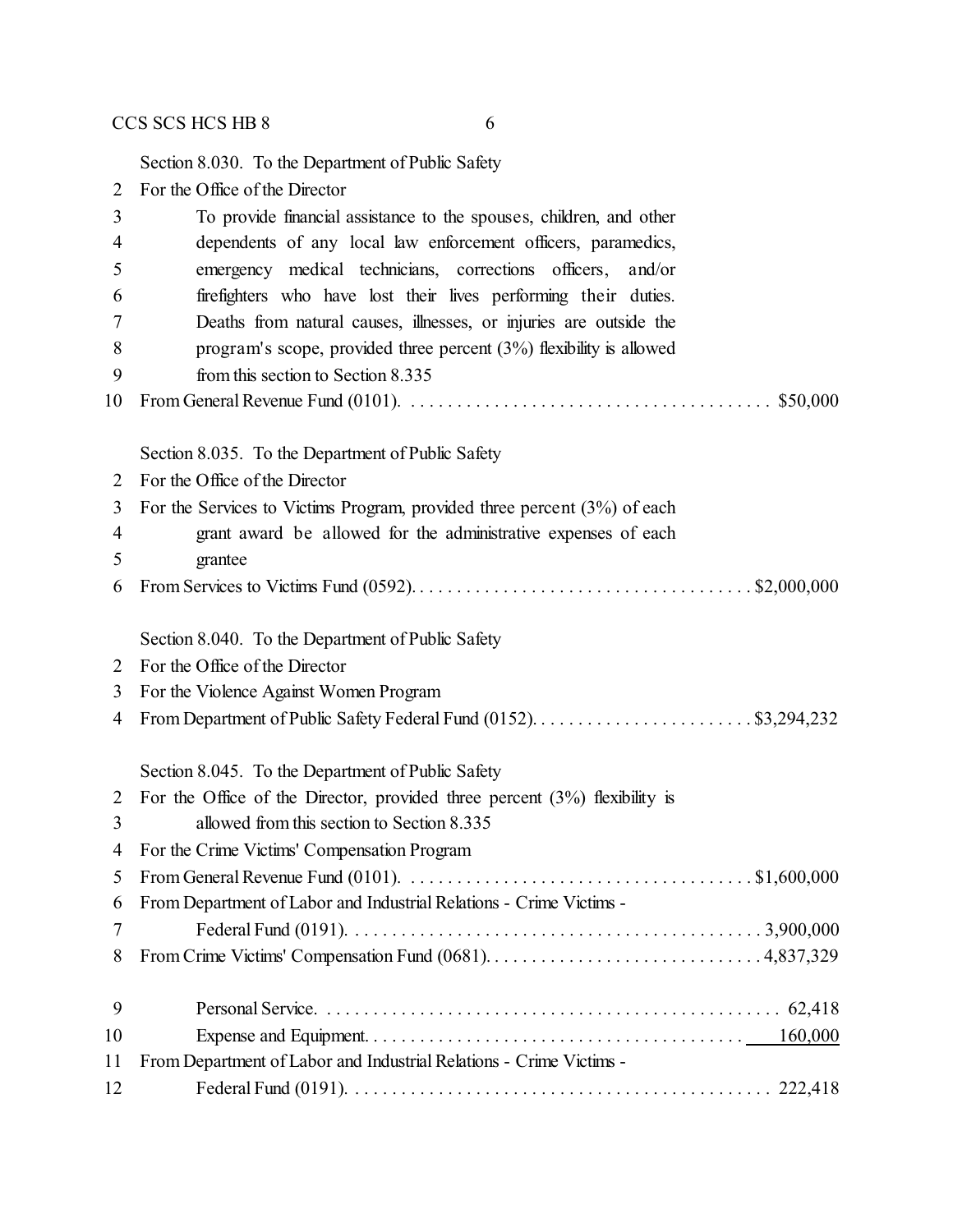Section 8.030. To the Department of Public Safety

For the Office of the Director

To provide financial assistance to the spouses, children, and other dependents of any local law enforcement officers, paramedics, emergency medical technicians, corrections officers, and/or firefighters who have lost their lives performing their duties. Deaths from natural causes, illnesses, or injuries are outside the program's scope, provided three percent (3%) flexibility is allowed from this section to Section 8.335

From General Revenue Fund (0101). . . . . . . . . . . . . . . . . . . . . . . . . . . . . . . . . . . . . . . $50,000

Section 8.035. To the Department of Public Safety

For the Office of the Director

For the Services to Victims Program, provided three percent (3%) of each grant award be allowed for the administrative expenses of each grantee

From Services to Victims Fund (0592). . . . . . . . . . . . . . . . . . . . . . . . . . . . . . . . . . . . $2,000,000

Section 8.040. To the Department of Public Safety

For the Office of the Director

For the Violence Against Women Program

From Department of Public Safety Federal Fund (0152). . . . . . . . . . . . . . . . . . . . . . . . $3,294,232

Section 8.045. To the Department of Public Safety

For the Office of the Director, provided three percent (3%) flexibility is allowed from this section to Section 8.335

For the Crime Victims' Compensation Program

From General Revenue Fund (0101). . . . . . . . . . . . . . . . . . . . . . . . . . . . . . . . . . . . . $1,600,000

From Department of Labor and Industrial Relations - Crime Victims - Federal Fund (0191). . . . . . . . . . . . . . . . . . . . . . . . . . . . . . . . . . . . . . . . . . . . 3,900,000

From Crime Victims' Compensation Fund (0681). . . . . . . . . . . . . . . . . . . . . . . . . . . . . 4,837,329

Personal Service. . . . . . . . . . . . . . . . . . . . . . . . . . . . . . . . . . . . . . . . . . . . . . . . . 62,418

Expense and Equipment. . . . . . . . . . . . . . . . . . . . . . . . . . . . . . . . . . . . . . . . 160,000

From Department of Labor and Industrial Relations - Crime Victims - Federal Fund (0191). . . . . . . . . . . . . . . . . . . . . . . . . . . . . . . . . . . . . . . . . . . . 222,418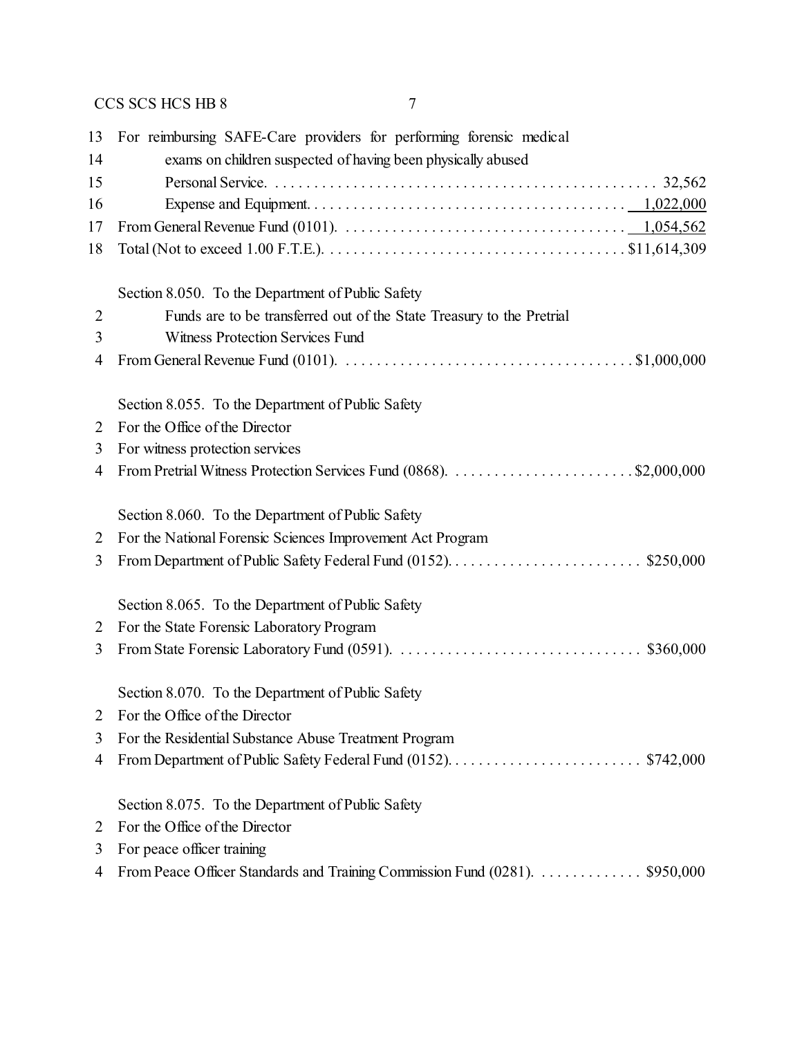13 For reimbursing SAFE-Care providers for performing forensic medical
14 exams on children suspected of having been physically abused
15 Personal Service. . . . . . . . . . . . . . . . . . . . . . . . . . . . . . . . . . . . . . . . . . . . . . . . 32,562
16 Expense and Equipment. . . . . . . . . . . . . . . . . . . . . . . . . . . . . . . . . . . . . . . . 1,022,000
17 From General Revenue Fund (0101). . . . . . . . . . . . . . . . . . . . . . . . . . . . . . . . . . . 1,054,562
18 Total (Not to exceed 1.00 F.T.E.). . . . . . . . . . . . . . . . . . . . . . . . . . . . . . . . . . . . . . $11,614,309

Section 8.050. To the Department of Public Safety
2 Funds are to be transferred out of the State Treasury to the Pretrial
3 Witness Protection Services Fund
4 From General Revenue Fund (0101). . . . . . . . . . . . . . . . . . . . . . . . . . . . . . . . . . . . $1,000,000

Section 8.055. To the Department of Public Safety
2 For the Office of the Director
3 For witness protection services
4 From Pretrial Witness Protection Services Fund (0868). . . . . . . . . . . . . . . . . . . . . . . $2,000,000

Section 8.060. To the Department of Public Safety
2 For the National Forensic Sciences Improvement Act Program
3 From Department of Public Safety Federal Fund (0152). . . . . . . . . . . . . . . . . . . . . . . . $250,000

Section 8.065. To the Department of Public Safety
2 For the State Forensic Laboratory Program
3 From State Forensic Laboratory Fund (0591). . . . . . . . . . . . . . . . . . . . . . . . . . . . . . . $360,000

Section 8.070. To the Department of Public Safety
2 For the Office of the Director
3 For the Residential Substance Abuse Treatment Program
4 From Department of Public Safety Federal Fund (0152). . . . . . . . . . . . . . . . . . . . . . . . $742,000

Section 8.075. To the Department of Public Safety
2 For the Office of the Director
3 For peace officer training
4 From Peace Officer Standards and Training Commission Fund (0281). . . . . . . . . . . . . $950,000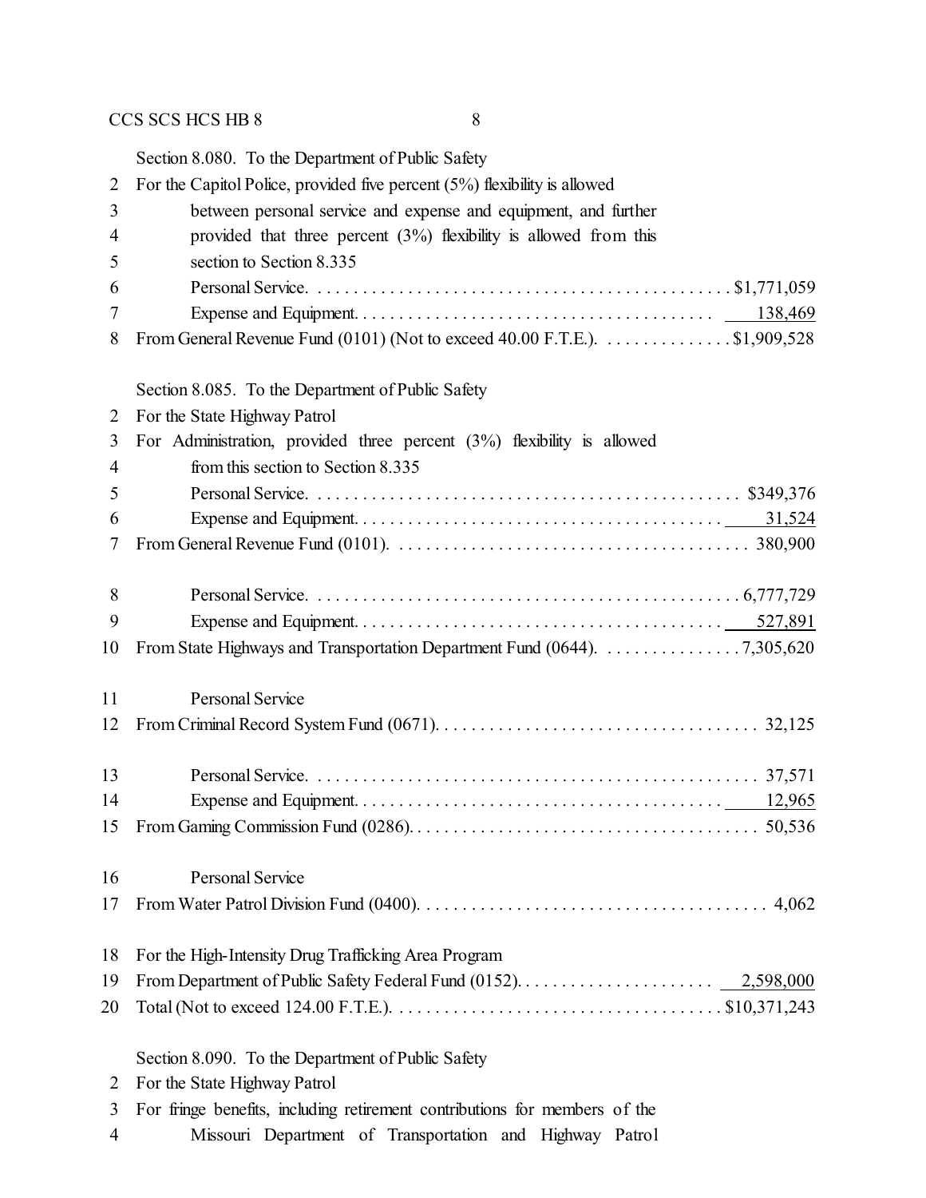Section 8.080. To the Department of Public Safety

2 For the Capitol Police, provided five percent (5%) flexibility is allowed
3 between personal service and expense and equipment, and further
4 provided that three percent (3%) flexibility is allowed from this
5 section to Section 8.335

| Line | Item | Amount |
|---|---|---|
| 6 | Personal Service | $1,771,059 |
| 7 | Expense and Equipment | 138,469 |
| 8 | From General Revenue Fund (0101) (Not to exceed 40.00 F.T.E.) | $1,909,528 |

Section 8.085. To the Department of Public Safety

2 For the State Highway Patrol
3 For Administration, provided three percent (3%) flexibility is allowed
4 from this section to Section 8.335

| Line | Item | Amount |
|---|---|---|
| 5 | Personal Service | $349,376 |
| 6 | Expense and Equipment | 31,524 |
| 7 | From General Revenue Fund (0101) | 380,900 |
| 8 | Personal Service | 6,777,729 |
| 9 | Expense and Equipment | 527,891 |
| 10 | From State Highways and Transportation Department Fund (0644) | 7,305,620 |
| 11 | Personal Service | |
| 12 | From Criminal Record System Fund (0671) | 32,125 |
| 13 | Personal Service | 37,571 |
| 14 | Expense and Equipment | 12,965 |
| 15 | From Gaming Commission Fund (0286) | 50,536 |
| 16 | Personal Service | |
| 17 | From Water Patrol Division Fund (0400) | 4,062 |
| 18 | For the High-Intensity Drug Trafficking Area Program | |
| 19 | From Department of Public Safety Federal Fund (0152) | 2,598,000 |
| 20 | Total (Not to exceed 124.00 F.T.E.) | $10,371,243 |

Section 8.090. To the Department of Public Safety

2 For the State Highway Patrol
3 For fringe benefits, including retirement contributions for members of the
4 Missouri Department of Transportation and Highway Patrol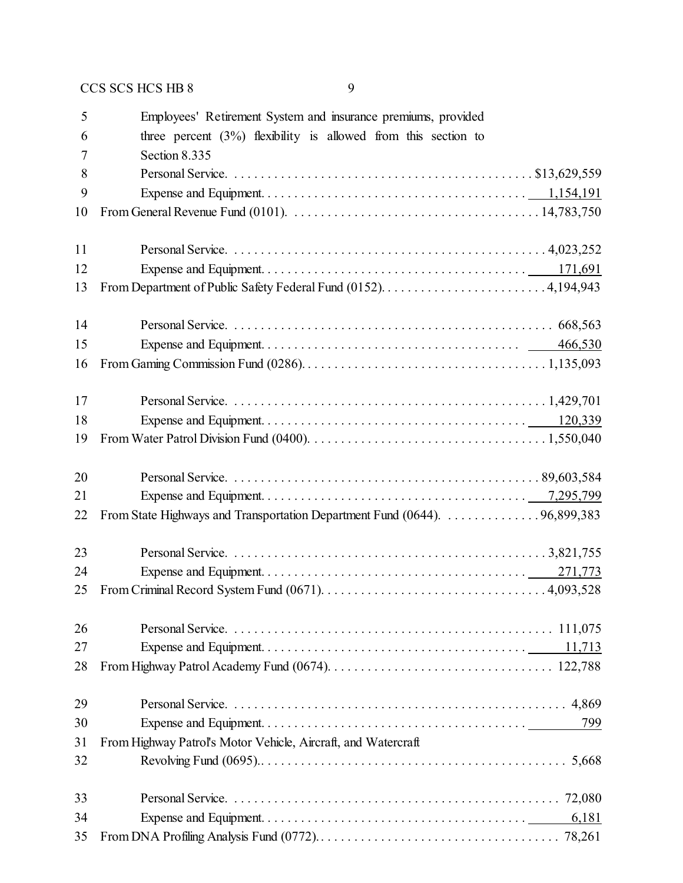5 Employees' Retirement System and insurance premiums, provided
6 three percent (3%) flexibility is allowed from this section to
7 Section 8.335

| Line | Item | Amount |
|---|---|---|
| 8 | Personal Service | $13,629,559 |
| 9 | Expense and Equipment | 1,154,191 |
| 10 | From General Revenue Fund (0101) | 14,783,750 |
| 11 | Personal Service | 4,023,252 |
| 12 | Expense and Equipment | 171,691 |
| 13 | From Department of Public Safety Federal Fund (0152) | 4,194,943 |
| 14 | Personal Service | 668,563 |
| 15 | Expense and Equipment | 466,530 |
| 16 | From Gaming Commission Fund (0286) | 1,135,093 |
| 17 | Personal Service | 1,429,701 |
| 18 | Expense and Equipment | 120,339 |
| 19 | From Water Patrol Division Fund (0400) | 1,550,040 |
| 20 | Personal Service | 89,603,584 |
| 21 | Expense and Equipment | 7,295,799 |
| 22 | From State Highways and Transportation Department Fund (0644) | 96,899,383 |
| 23 | Personal Service | 3,821,755 |
| 24 | Expense and Equipment | 271,773 |
| 25 | From Criminal Record System Fund (0671) | 4,093,528 |
| 26 | Personal Service | 111,075 |
| 27 | Expense and Equipment | 11,713 |
| 28 | From Highway Patrol Academy Fund (0674) | 122,788 |
| 29 | Personal Service | 4,869 |
| 30 | Expense and Equipment | 799 |
| 31–32 | From Highway Patrol's Motor Vehicle, Aircraft, and Watercraft Revolving Fund (0695). | 5,668 |
| 33 | Personal Service | 72,080 |
| 34 | Expense and Equipment | 6,181 |
| 35 | From DNA Profiling Analysis Fund (0772) | 78,261 |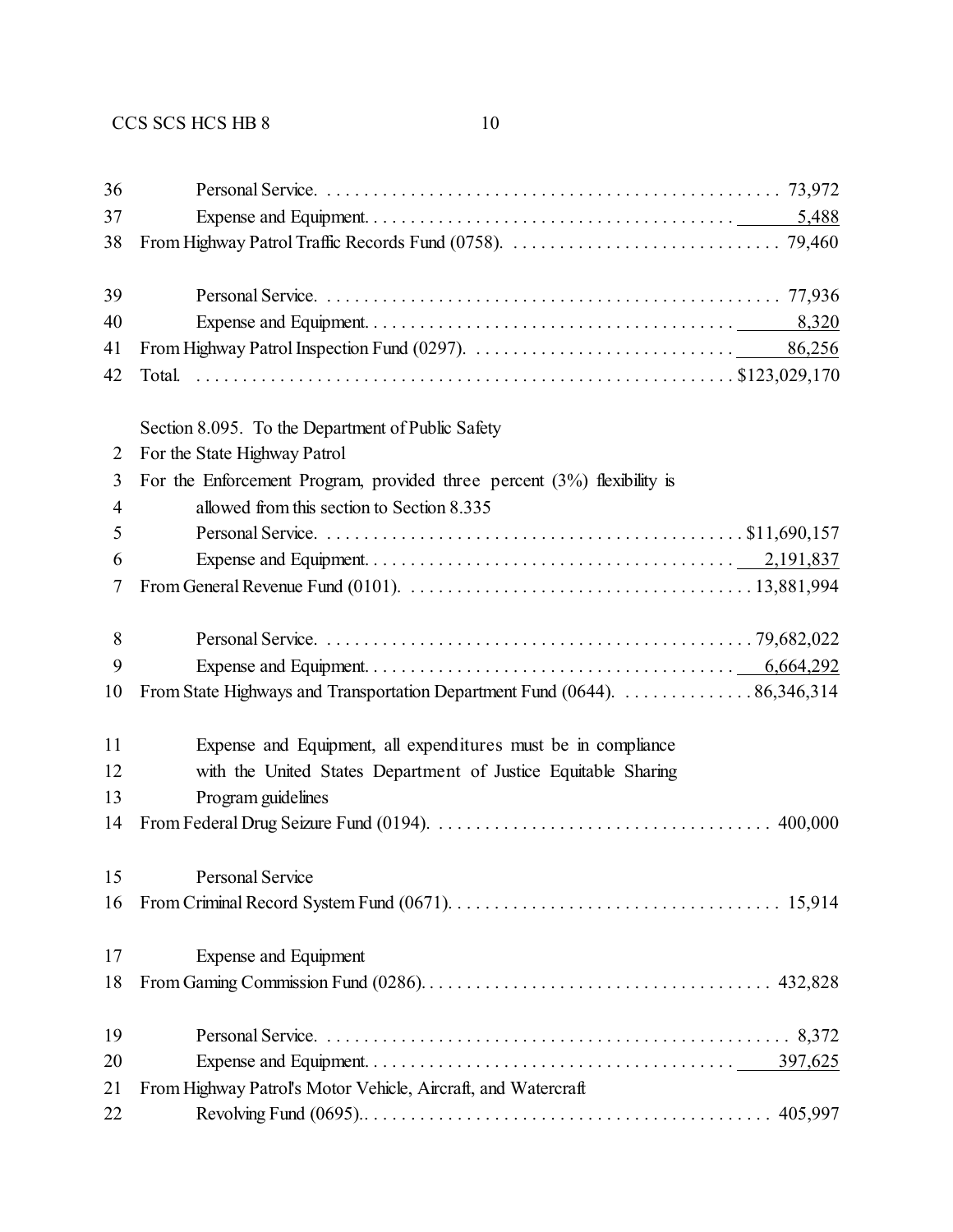| | | |
|---|---|---|
| 36 | Personal Service | 73,972 |
| 37 | Expense and Equipment | 5,488 |
| 38 | From Highway Patrol Traffic Records Fund (0758) | 79,460 |
| | | |
| 39 | Personal Service | 77,936 |
| 40 | Expense and Equipment | 8,320 |
| 41 | From Highway Patrol Inspection Fund (0297) | 86,256 |
| 42 | Total | $123,029,170 |

Section 8.095. To the Department of Public Safety

| | | |
|---|---|---|
| 2 | For the State Highway Patrol | |
| 3 | For the Enforcement Program, provided three percent (3%) flexibility is | |
| 4 | allowed from this section to Section 8.335 | |
| 5 | Personal Service | $11,690,157 |
| 6 | Expense and Equipment | 2,191,837 |
| 7 | From General Revenue Fund (0101) | 13,881,994 |
| | | |
| 8 | Personal Service | 79,682,022 |
| 9 | Expense and Equipment | 6,664,292 |
| 10 | From State Highways and Transportation Department Fund (0644) | 86,346,314 |
| | | |
| 11 | Expense and Equipment, all expenditures must be in compliance | |
| 12 | with the United States Department of Justice Equitable Sharing | |
| 13 | Program guidelines | |
| 14 | From Federal Drug Seizure Fund (0194) | 400,000 |
| | | |
| 15 | Personal Service | |
| 16 | From Criminal Record System Fund (0671) | 15,914 |
| | | |
| 17 | Expense and Equipment | |
| 18 | From Gaming Commission Fund (0286) | 432,828 |
| | | |
| 19 | Personal Service | 8,372 |
| 20 | Expense and Equipment | 397,625 |
| 21 | From Highway Patrol's Motor Vehicle, Aircraft, and Watercraft | |
| 22 | Revolving Fund (0695) | 405,997 |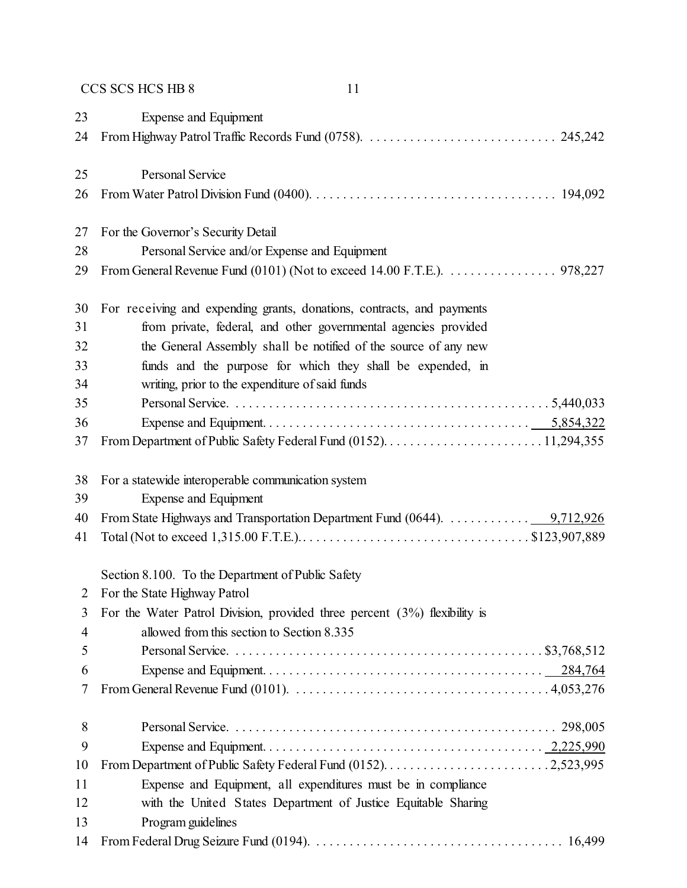23 Expense and Equipment
24 From Highway Patrol Traffic Records Fund (0758). . . . . . . . . . . . . . . . . . . . . . . . . . . . 245,242

25 Personal Service
26 From Water Patrol Division Fund (0400). . . . . . . . . . . . . . . . . . . . . . . . . . . . . . . . . . . . 194,092

27 For the Governor's Security Detail
28 Personal Service and/or Expense and Equipment
29 From General Revenue Fund (0101) (Not to exceed 14.00 F.T.E.). . . . . . . . . . . . . . . . . 978,227

30 For receiving and expending grants, donations, contracts, and payments
31 from private, federal, and other governmental agencies provided
32 the General Assembly shall be notified of the source of any new
33 funds and the purpose for which they shall be expended, in
34 writing, prior to the expenditure of said funds
35 Personal Service. . . . . . . . . . . . . . . . . . . . . . . . . . . . . . . . . . . . . . . . . . . . . . . 5,440,033
36 Expense and Equipment. . . . . . . . . . . . . . . . . . . . . . . . . . . . . . . . . . . . . . . . 5,854,322
37 From Department of Public Safety Federal Fund (0152). . . . . . . . . . . . . . . . . . . . . . . . 11,294,355

38 For a statewide interoperable communication system
39 Expense and Equipment
40 From State Highways and Transportation Department Fund (0644). . . . . . . . . . . . . 9,712,926
41 Total (Not to exceed 1,315.00 F.T.E.). . . . . . . . . . . . . . . . . . . . . . . . . . . . . . . . . . $123,907,889

Section 8.100. To the Department of Public Safety
2 For the State Highway Patrol
3 For the Water Patrol Division, provided three percent (3%) flexibility is
4 allowed from this section to Section 8.335
5 Personal Service. . . . . . . . . . . . . . . . . . . . . . . . . . . . . . . . . . . . . . . . . . . . . $3,768,512
6 Expense and Equipment. . . . . . . . . . . . . . . . . . . . . . . . . . . . . . . . . . . . . . . . . 284,764
7 From General Revenue Fund (0101). . . . . . . . . . . . . . . . . . . . . . . . . . . . . . . . . . . . . . 4,053,276

8 Personal Service. . . . . . . . . . . . . . . . . . . . . . . . . . . . . . . . . . . . . . . . . . . . . . . . 298,005
9 Expense and Equipment. . . . . . . . . . . . . . . . . . . . . . . . . . . . . . . . . . . . . . . . . 2,225,990
10 From Department of Public Safety Federal Fund (0152). . . . . . . . . . . . . . . . . . . . . . . . . 2,523,995
11 Expense and Equipment, all expenditures must be in compliance
12 with the United States Department of Justice Equitable Sharing
13 Program guidelines
14 From Federal Drug Seizure Fund (0194). . . . . . . . . . . . . . . . . . . . . . . . . . . . . . . . . . . . . 16,499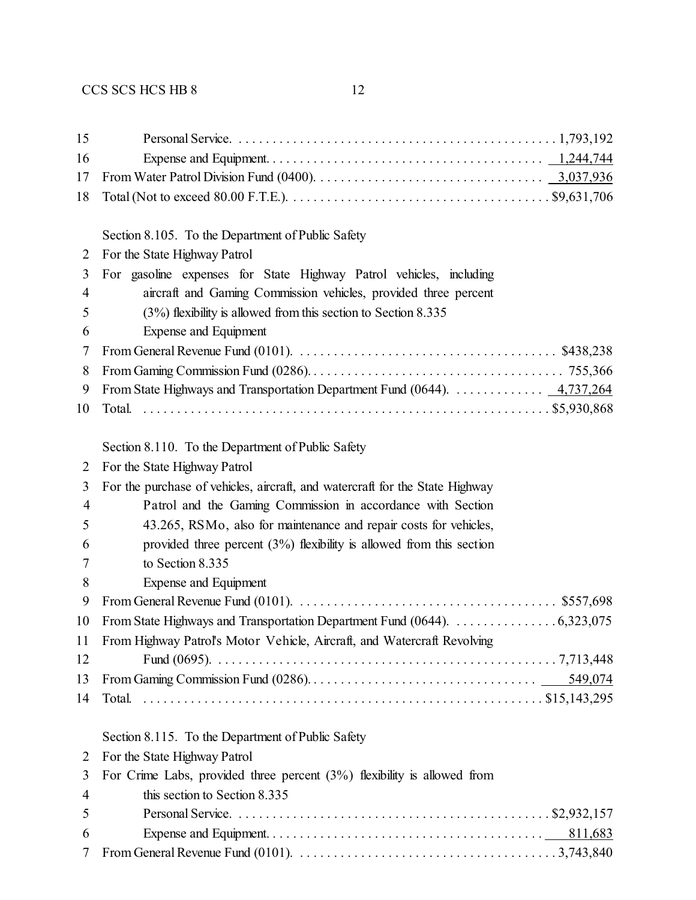15 Personal Service. . . . . . . . . . . . . . . . . . . . . . . . . . . . . . . . . . . . . . . . . . . . . . . 1,793,192
16 Expense and Equipment. . . . . . . . . . . . . . . . . . . . . . . . . . . . . . . . . . . . . . . . 1,244,744
17 From Water Patrol Division Fund (0400). . . . . . . . . . . . . . . . . . . . . . . . . . . . . . . . 3,037,936
18 Total (Not to exceed 80.00 F.T.E.). . . . . . . . . . . . . . . . . . . . . . . . . . . . . . . . . . . . . $9,631,706

Section 8.105. To the Department of Public Safety
2 For the State Highway Patrol
3 For gasoline expenses for State Highway Patrol vehicles, including
4 aircraft and Gaming Commission vehicles, provided three percent
5 (3%) flexibility is allowed from this section to Section 8.335
6 Expense and Equipment
7 From General Revenue Fund (0101). . . . . . . . . . . . . . . . . . . . . . . . . . . . . . . . . . . . . . $438,238
8 From Gaming Commission Fund (0286). . . . . . . . . . . . . . . . . . . . . . . . . . . . . . . . . . . . . 755,366
9 From State Highways and Transportation Department Fund (0644). . . . . . . . . . . . . . 4,737,264
10 Total. . . . . . . . . . . . . . . . . . . . . . . . . . . . . . . . . . . . . . . . . . . . . . . . . . . . . . . . . . . . $5,930,868

Section 8.110. To the Department of Public Safety
2 For the State Highway Patrol
3 For the purchase of vehicles, aircraft, and watercraft for the State Highway
4 Patrol and the Gaming Commission in accordance with Section
5 43.265, RSMo, also for maintenance and repair costs for vehicles,
6 provided three percent (3%) flexibility is allowed from this section
7 to Section 8.335
8 Expense and Equipment
9 From General Revenue Fund (0101). . . . . . . . . . . . . . . . . . . . . . . . . . . . . . . . . . . . . . $557,698
10 From State Highways and Transportation Department Fund (0644). . . . . . . . . . . . . . . . 6,323,075
11 From Highway Patrol's Motor Vehicle, Aircraft, and Watercraft Revolving
12 Fund (0695). . . . . . . . . . . . . . . . . . . . . . . . . . . . . . . . . . . . . . . . . . . . . . . . . . 7,713,448
13 From Gaming Commission Fund (0286). . . . . . . . . . . . . . . . . . . . . . . . . . . . . . . . . 549,074
14 Total. . . . . . . . . . . . . . . . . . . . . . . . . . . . . . . . . . . . . . . . . . . . . . . . . . . . . . . . . . . $15,143,295

Section 8.115. To the Department of Public Safety
2 For the State Highway Patrol
3 For Crime Labs, provided three percent (3%) flexibility is allowed from
4 this section to Section 8.335
5 Personal Service. . . . . . . . . . . . . . . . . . . . . . . . . . . . . . . . . . . . . . . . . . . . . . $2,932,157
6 Expense and Equipment. . . . . . . . . . . . . . . . . . . . . . . . . . . . . . . . . . . . . . . . 811,683
7 From General Revenue Fund (0101). . . . . . . . . . . . . . . . . . . . . . . . . . . . . . . . . . . . . . 3,743,840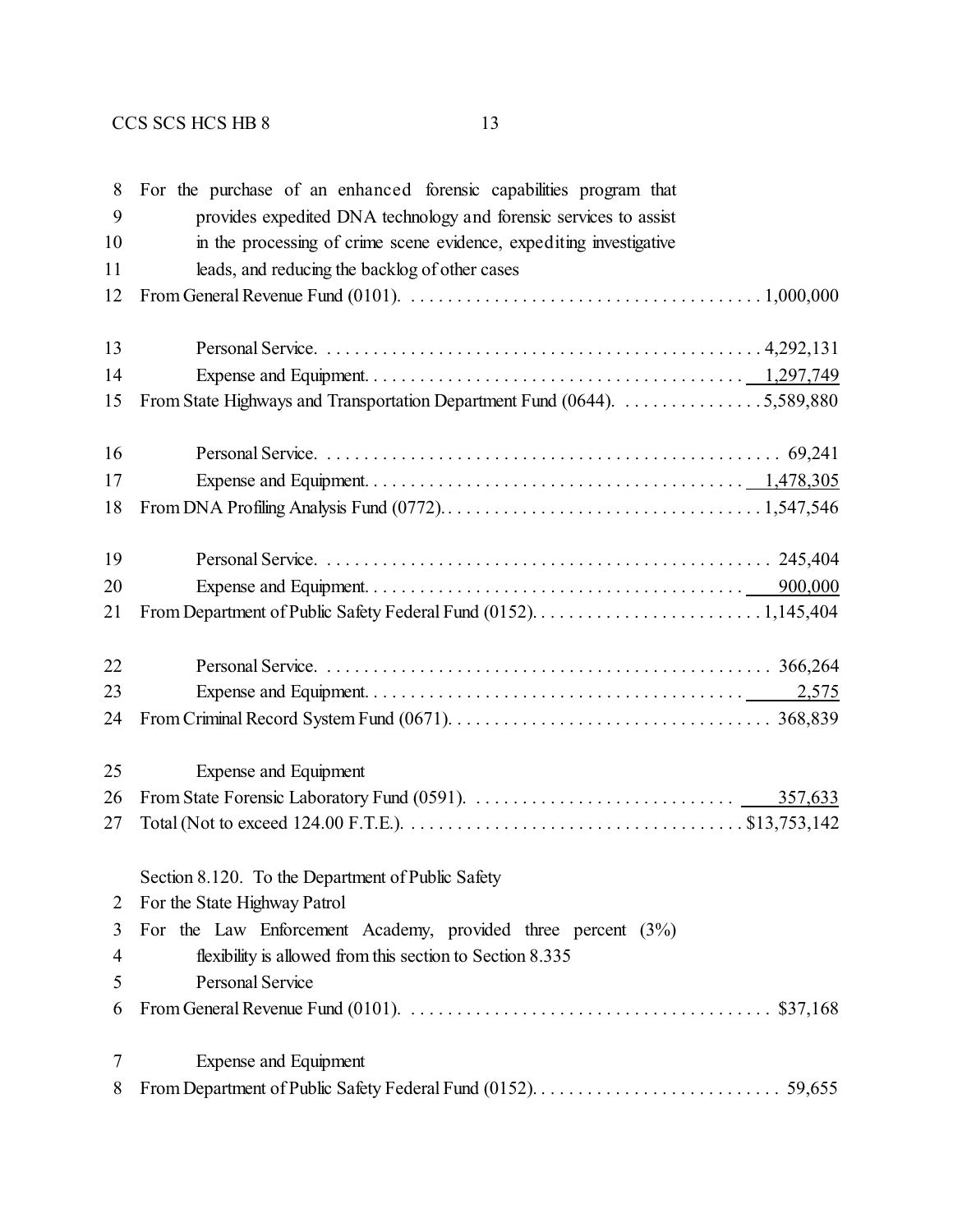For the purchase of an enhanced forensic capabilities program that provides expedited DNA technology and forensic services to assist in the processing of crime scene evidence, expediting investigative leads, and reducing the backlog of other cases

From General Revenue Fund (0101). . . . . . . . . . . . . . . . . . . . . . . . . . . . . . . . . . . . . . 1,000,000

Personal Service. . . . . . . . . . . . . . . . . . . . . . . . . . . . . . . . . . . . . . . . . . . . . . 4,292,131
Expense and Equipment. . . . . . . . . . . . . . . . . . . . . . . . . . . . . . . . . . . . . . . . 1,297,749
From State Highways and Transportation Department Fund (0644). . . . . . . . . . . . . . . . 5,589,880

Personal Service. . . . . . . . . . . . . . . . . . . . . . . . . . . . . . . . . . . . . . . . . . . . . . 69,241
Expense and Equipment. . . . . . . . . . . . . . . . . . . . . . . . . . . . . . . . . . . . . . . . 1,478,305
From DNA Profiling Analysis Fund (0772). . . . . . . . . . . . . . . . . . . . . . . . . . . . . . . . . . 1,547,546

Personal Service. . . . . . . . . . . . . . . . . . . . . . . . . . . . . . . . . . . . . . . . . . . . . . 245,404
Expense and Equipment. . . . . . . . . . . . . . . . . . . . . . . . . . . . . . . . . . . . . . . . 900,000
From Department of Public Safety Federal Fund (0152). . . . . . . . . . . . . . . . . . . . . . . . . 1,145,404

Personal Service. . . . . . . . . . . . . . . . . . . . . . . . . . . . . . . . . . . . . . . . . . . . . . 366,264
Expense and Equipment. . . . . . . . . . . . . . . . . . . . . . . . . . . . . . . . . . . . . . . . 2,575
From Criminal Record System Fund (0671). . . . . . . . . . . . . . . . . . . . . . . . . . . . . . . . . 368,839

Expense and Equipment
From State Forensic Laboratory Fund (0591). . . . . . . . . . . . . . . . . . . . . . . . . . . . 357,633
Total (Not to exceed 124.00 F.T.E.). . . . . . . . . . . . . . . . . . . . . . . . . . . . . . . . . . . $13,753,142

Section 8.120. To the Department of Public Safety
For the State Highway Patrol
For the Law Enforcement Academy, provided three percent (3%) flexibility is allowed from this section to Section 8.335
Personal Service
From General Revenue Fund (0101). . . . . . . . . . . . . . . . . . . . . . . . . . . . . . . . . . . . . . $37,168

Expense and Equipment
From Department of Public Safety Federal Fund (0152). . . . . . . . . . . . . . . . . . . . . . . . . . 59,655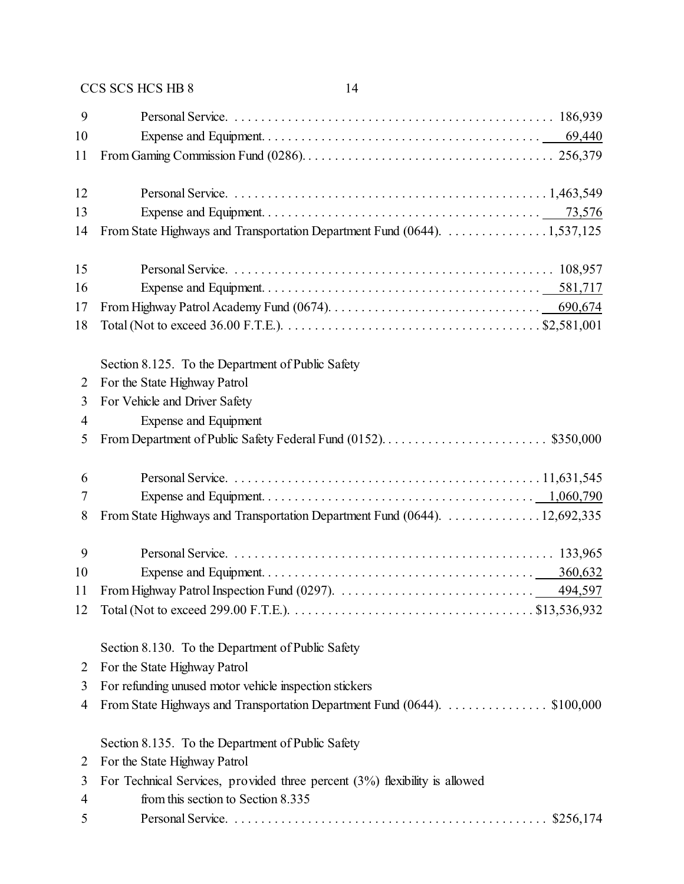9 Personal Service. . . . . . . . . . . . . . . . . . . . . . . . . . . . . . . . . . . . . . . . . . . . . . . . . 186,939
10 Expense and Equipment. . . . . . . . . . . . . . . . . . . . . . . . . . . . . . . . . . . . . . . . . . 69,440
11 From Gaming Commission Fund (0286). . . . . . . . . . . . . . . . . . . . . . . . . . . . . . . . . . . . . 256,379

12 Personal Service. . . . . . . . . . . . . . . . . . . . . . . . . . . . . . . . . . . . . . . . . . . . . . . 1,463,549
13 Expense and Equipment. . . . . . . . . . . . . . . . . . . . . . . . . . . . . . . . . . . . . . . . . . 73,576
14 From State Highways and Transportation Department Fund (0644). . . . . . . . . . . . . . . . 1,537,125

15 Personal Service. . . . . . . . . . . . . . . . . . . . . . . . . . . . . . . . . . . . . . . . . . . . . . . . 108,957
16 Expense and Equipment. . . . . . . . . . . . . . . . . . . . . . . . . . . . . . . . . . . . . . . . . . 581,717
17 From Highway Patrol Academy Fund (0674). . . . . . . . . . . . . . . . . . . . . . . . . . . . . . . . 690,674
18 Total (Not to exceed 36.00 F.T.E.). . . . . . . . . . . . . . . . . . . . . . . . . . . . . . . . . . . . . $2,581,001

Section 8.125. To the Department of Public Safety
2 For the State Highway Patrol
3 For Vehicle and Driver Safety
4 Expense and Equipment
5 From Department of Public Safety Federal Fund (0152). . . . . . . . . . . . . . . . . . . . . . . . . $350,000

6 Personal Service. . . . . . . . . . . . . . . . . . . . . . . . . . . . . . . . . . . . . . . . . . . . . . 11,631,545
7 Expense and Equipment. . . . . . . . . . . . . . . . . . . . . . . . . . . . . . . . . . . . . . . . . 1,060,790
8 From State Highways and Transportation Department Fund (0644). . . . . . . . . . . . . . . 12,692,335

9 Personal Service. . . . . . . . . . . . . . . . . . . . . . . . . . . . . . . . . . . . . . . . . . . . . . . . 133,965
10 Expense and Equipment. . . . . . . . . . . . . . . . . . . . . . . . . . . . . . . . . . . . . . . . . . 360,632
11 From Highway Patrol Inspection Fund (0297). . . . . . . . . . . . . . . . . . . . . . . . . . . . . . 494,597
12 Total (Not to exceed 299.00 F.T.E.). . . . . . . . . . . . . . . . . . . . . . . . . . . . . . . . . . . $13,536,932

Section 8.130. To the Department of Public Safety
2 For the State Highway Patrol
3 For refunding unused motor vehicle inspection stickers
4 From State Highways and Transportation Department Fund (0644). . . . . . . . . . . . . . . . $100,000

Section 8.135. To the Department of Public Safety
2 For the State Highway Patrol
3 For Technical Services, provided three percent (3%) flexibility is allowed
4 from this section to Section 8.335
5 Personal Service. . . . . . . . . . . . . . . . . . . . . . . . . . . . . . . . . . . . . . . . . . . . . . . $256,174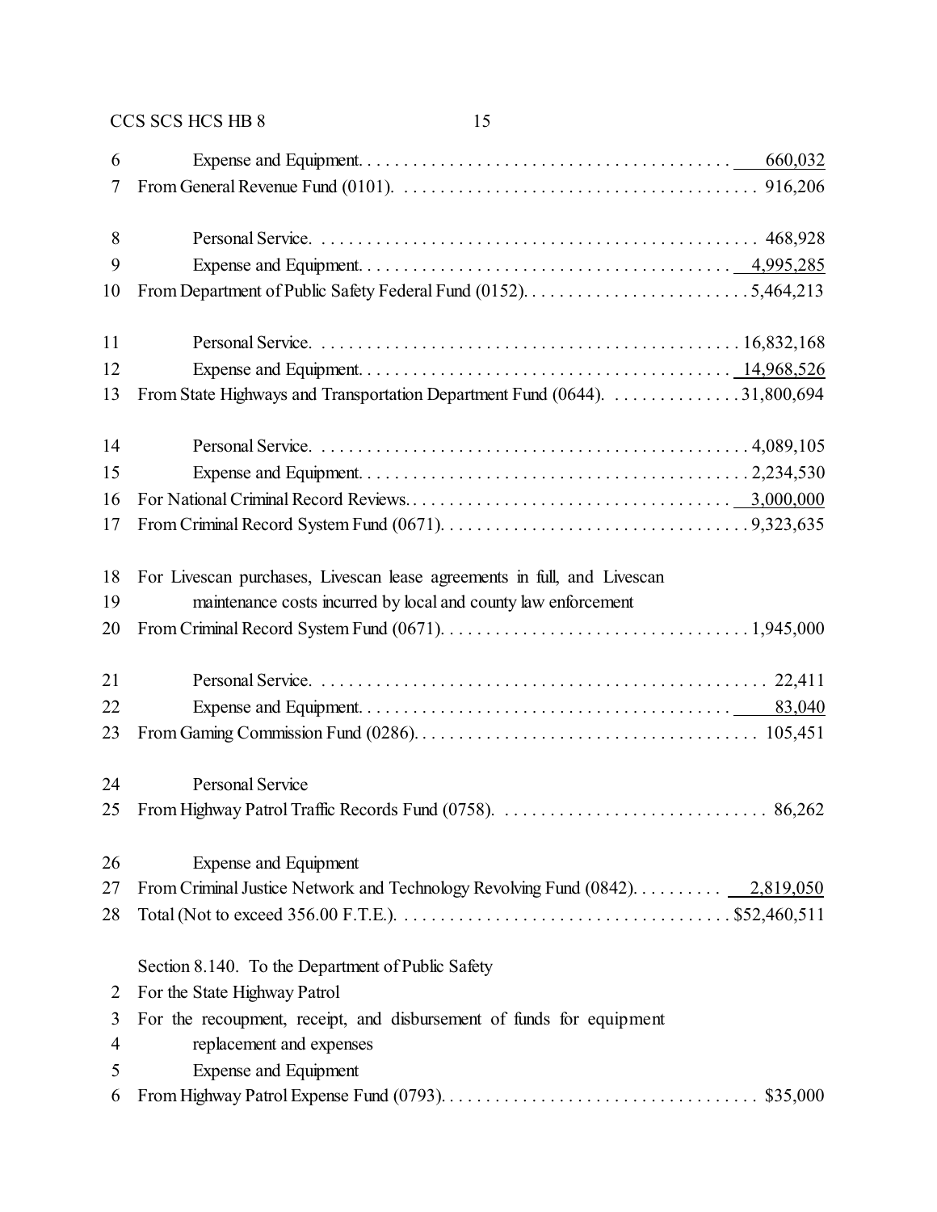6 Expense and Equipment. . . . . . . . . . . . . . . . . . . . . . . . . . . . . . . . . . . . . . . . 660,032
7 From General Revenue Fund (0101). . . . . . . . . . . . . . . . . . . . . . . . . . . . . . . . . . . . . . 916,206

8 Personal Service. . . . . . . . . . . . . . . . . . . . . . . . . . . . . . . . . . . . . . . . . . . . . . . . 468,928
9 Expense and Equipment. . . . . . . . . . . . . . . . . . . . . . . . . . . . . . . . . . . . . . . . 4,995,285
10 From Department of Public Safety Federal Fund (0152). . . . . . . . . . . . . . . . . . . . . . . . . 5,464,213

11 Personal Service. . . . . . . . . . . . . . . . . . . . . . . . . . . . . . . . . . . . . . . . . . . . . . 16,832,168
12 Expense and Equipment. . . . . . . . . . . . . . . . . . . . . . . . . . . . . . . . . . . . . . . . 14,968,526
13 From State Highways and Transportation Department Fund (0644). . . . . . . . . . . . . . . 31,800,694

14 Personal Service. . . . . . . . . . . . . . . . . . . . . . . . . . . . . . . . . . . . . . . . . . . . . . . 4,089,105
15 Expense and Equipment. . . . . . . . . . . . . . . . . . . . . . . . . . . . . . . . . . . . . . . . . 2,234,530
16 For National Criminal Record Reviews. . . . . . . . . . . . . . . . . . . . . . . . . . . . . . . . . . . 3,000,000
17 From Criminal Record System Fund (0671). . . . . . . . . . . . . . . . . . . . . . . . . . . . . . . . . 9,323,635

18 For Livescan purchases, Livescan lease agreements in full, and Livescan
19 maintenance costs incurred by local and county law enforcement
20 From Criminal Record System Fund (0671). . . . . . . . . . . . . . . . . . . . . . . . . . . . . . . . . 1,945,000

21 Personal Service. . . . . . . . . . . . . . . . . . . . . . . . . . . . . . . . . . . . . . . . . . . . . . . . . 22,411
22 Expense and Equipment. . . . . . . . . . . . . . . . . . . . . . . . . . . . . . . . . . . . . . . . . . 83,040
23 From Gaming Commission Fund (0286). . . . . . . . . . . . . . . . . . . . . . . . . . . . . . . . . . . . 105,451

24 Personal Service
25 From Highway Patrol Traffic Records Fund (0758). . . . . . . . . . . . . . . . . . . . . . . . . . . . . 86,262

26 Expense and Equipment
27 From Criminal Justice Network and Technology Revolving Fund (0842). . . . . . . . . . 2,819,050
28 Total (Not to exceed 356.00 F.T.E.). . . . . . . . . . . . . . . . . . . . . . . . . . . . . . . . . . . . $52,460,511

Section 8.140. To the Department of Public Safety
2 For the State Highway Patrol
3 For the recoupment, receipt, and disbursement of funds for equipment
4 replacement and expenses
5 Expense and Equipment
6 From Highway Patrol Expense Fund (0793). . . . . . . . . . . . . . . . . . . . . . . . . . . . . . . . . . $35,000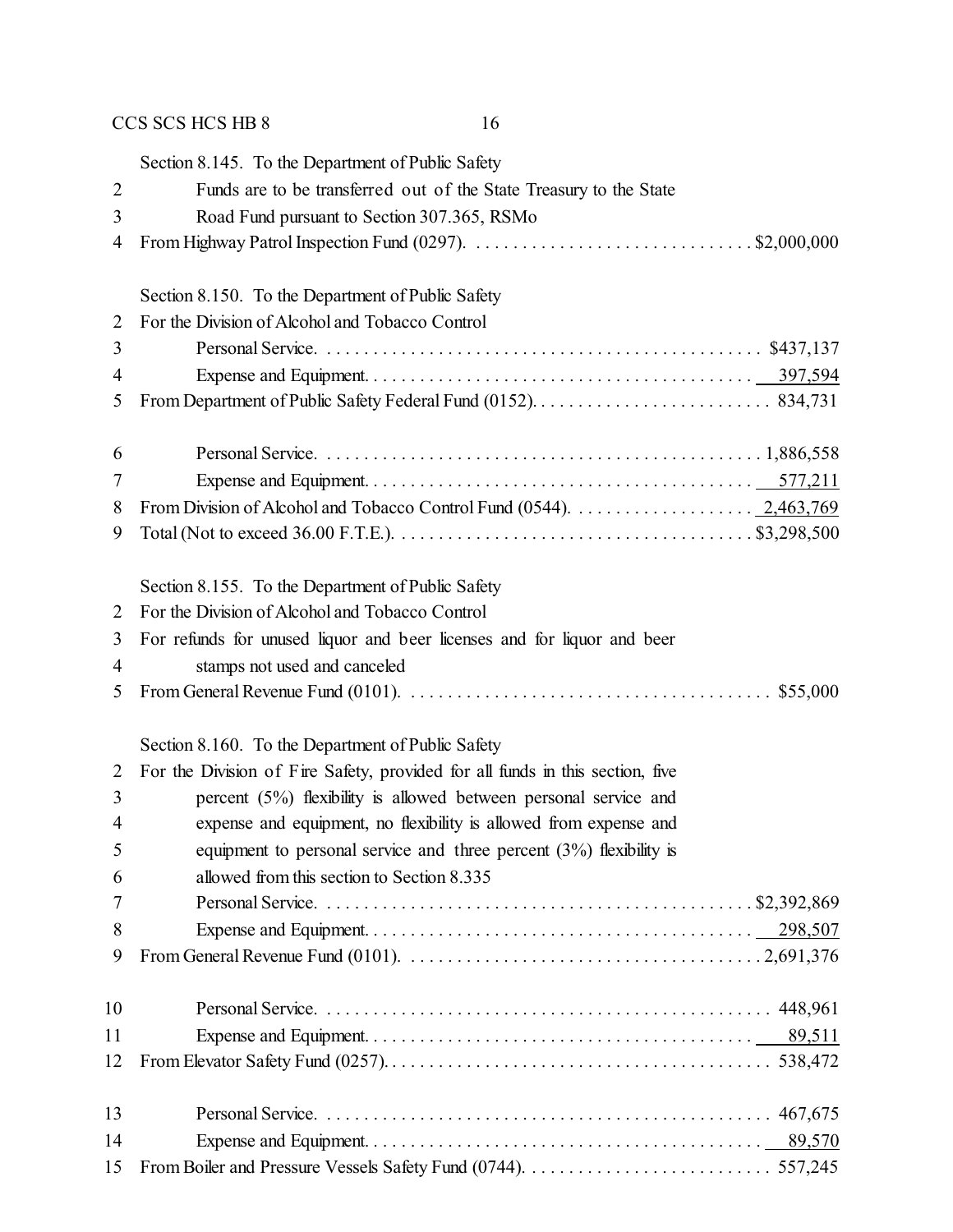Section 8.145. To the Department of Public Safety

Funds are to be transferred out of the State Treasury to the State Road Fund pursuant to Section 307.365, RSMo

From Highway Patrol Inspection Fund (0297). . . . . . . . . . . . . . . . . . . . . . . . . . . . . . $2,000,000

Section 8.150. To the Department of Public Safety

For the Division of Alcohol and Tobacco Control

| | |
|---|---|
| Personal Service | $437,137 |
| Expense and Equipment | 397,594 |
| From Department of Public Safety Federal Fund (0152) | 834,731 |
| Personal Service | 1,886,558 |
| Expense and Equipment | 577,211 |
| From Division of Alcohol and Tobacco Control Fund (0544) | 2,463,769 |
| Total (Not to exceed 36.00 F.T.E.) | $3,298,500 |

Section 8.155. To the Department of Public Safety

For the Division of Alcohol and Tobacco Control

For refunds for unused liquor and beer licenses and for liquor and beer stamps not used and canceled

From General Revenue Fund (0101). . . . . . . . . . . . . . . . . . . . . . . . . . . . . . . . . . . . . . . $55,000

Section 8.160. To the Department of Public Safety

For the Division of Fire Safety, provided for all funds in this section, five percent (5%) flexibility is allowed between personal service and expense and equipment, no flexibility is allowed from expense and equipment to personal service and three percent (3%) flexibility is allowed from this section to Section 8.335

| | |
|---|---|
| Personal Service | $2,392,869 |
| Expense and Equipment | 298,507 |
| From General Revenue Fund (0101) | 2,691,376 |
| Personal Service | 448,961 |
| Expense and Equipment | 89,511 |
| From Elevator Safety Fund (0257) | 538,472 |
| Personal Service | 467,675 |
| Expense and Equipment | 89,570 |
| From Boiler and Pressure Vessels Safety Fund (0744) | 557,245 |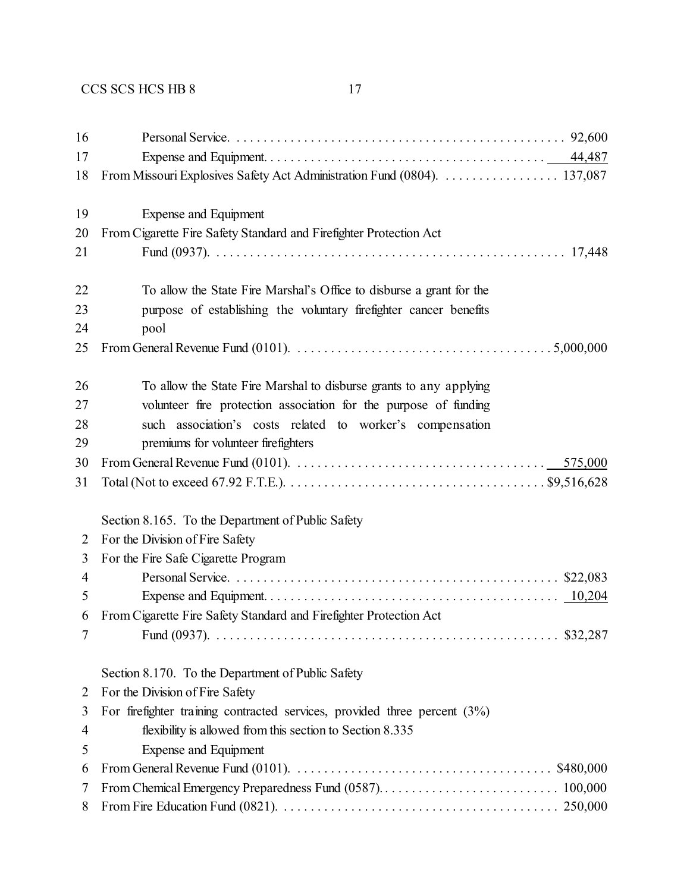16 Personal Service. . . . . . . . . . . . . . . . . . . . . . . . . . . . . . . . . . . . . . . . . . . . . . . . 92,600
17 Expense and Equipment. . . . . . . . . . . . . . . . . . . . . . . . . . . . . . . . . . . . . . . . . 44,487
18 From Missouri Explosives Safety Act Administration Fund (0804). . . . . . . . . . . . . . . . . . 137,087

19 Expense and Equipment
20 From Cigarette Fire Safety Standard and Firefighter Protection Act
21 Fund (0937). . . . . . . . . . . . . . . . . . . . . . . . . . . . . . . . . . . . . . . . . . . . . . . . . . . 17,448

22 To allow the State Fire Marshal's Office to disburse a grant for the
23 purpose of establishing the voluntary firefighter cancer benefits
24 pool
25 From General Revenue Fund (0101). . . . . . . . . . . . . . . . . . . . . . . . . . . . . . . . . . . . . 5,000,000

26 To allow the State Fire Marshal to disburse grants to any applying
27 volunteer fire protection association for the purpose of funding
28 such association's costs related to worker's compensation
29 premiums for volunteer firefighters
30 From General Revenue Fund (0101). . . . . . . . . . . . . . . . . . . . . . . . . . . . . . . . . . . . . 575,000
31 Total (Not to exceed 67.92 F.T.E.). . . . . . . . . . . . . . . . . . . . . . . . . . . . . . . . . . . . . $9,516,628

Section 8.165. To the Department of Public Safety
2 For the Division of Fire Safety
3 For the Fire Safe Cigarette Program
4 Personal Service. . . . . . . . . . . . . . . . . . . . . . . . . . . . . . . . . . . . . . . . . . . . . . . $22,083
5 Expense and Equipment. . . . . . . . . . . . . . . . . . . . . . . . . . . . . . . . . . . . . . . . . . 10,204
6 From Cigarette Fire Safety Standard and Firefighter Protection Act
7 Fund (0937). . . . . . . . . . . . . . . . . . . . . . . . . . . . . . . . . . . . . . . . . . . . . . . . . . $32,287

Section 8.170. To the Department of Public Safety
2 For the Division of Fire Safety
3 For firefighter training contracted services, provided three percent (3%)
4 flexibility is allowed from this section to Section 8.335
5 Expense and Equipment
6 From General Revenue Fund (0101). . . . . . . . . . . . . . . . . . . . . . . . . . . . . . . . . . . . . $480,000
7 From Chemical Emergency Preparedness Fund (0587). . . . . . . . . . . . . . . . . . . . . . . . . . . 100,000
8 From Fire Education Fund (0821). . . . . . . . . . . . . . . . . . . . . . . . . . . . . . . . . . . . . . . . 250,000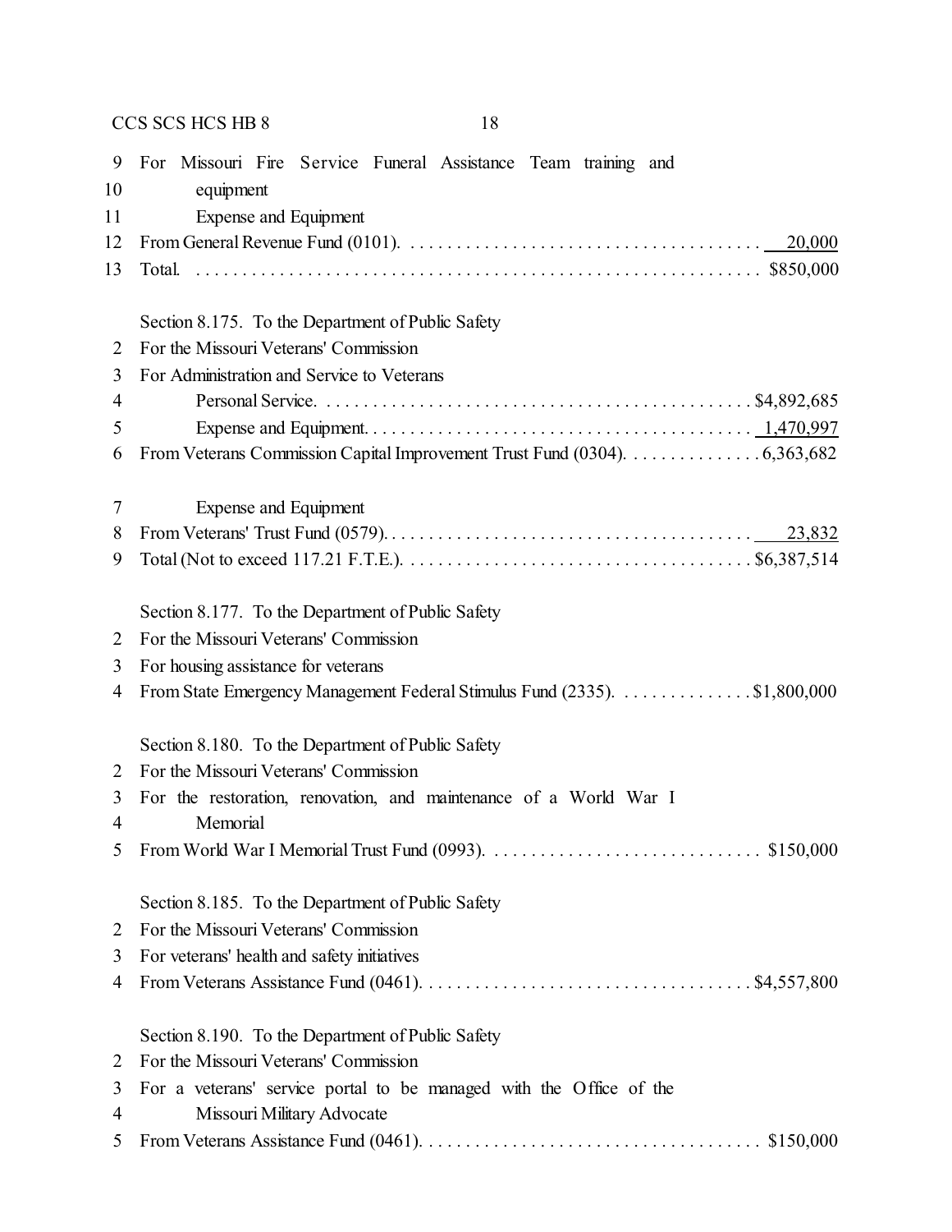9 For Missouri Fire Service Funeral Assistance Team training and
10 equipment
11 Expense and Equipment
12 From General Revenue Fund (0101). . . . . . . . . . . . . . . . . . . . . . . . . . . . . . . . . . . . . . 20,000
13 Total. . . . . . . . . . . . . . . . . . . . . . . . . . . . . . . . . . . . . . . . . . . . . . . . . . . . . . . . . . $850,000

Section 8.175. To the Department of Public Safety
2 For the Missouri Veterans' Commission
3 For Administration and Service to Veterans
4 Personal Service. . . . . . . . . . . . . . . . . . . . . . . . . . . . . . . . . . . . . . . . . . . . . . $4,892,685
5 Expense and Equipment. . . . . . . . . . . . . . . . . . . . . . . . . . . . . . . . . . . . . . . . . 1,470,997
6 From Veterans Commission Capital Improvement Trust Fund (0304). . . . . . . . . . . . . . . 6,363,682

7 Expense and Equipment
8 From Veterans' Trust Fund (0579). . . . . . . . . . . . . . . . . . . . . . . . . . . . . . . . . . . . . . . . 23,832
9 Total (Not to exceed 117.21 F.T.E.). . . . . . . . . . . . . . . . . . . . . . . . . . . . . . . . . . . . . $6,387,514

Section 8.177. To the Department of Public Safety
2 For the Missouri Veterans' Commission
3 For housing assistance for veterans
4 From State Emergency Management Federal Stimulus Fund (2335). . . . . . . . . . . . . . . $1,800,000

Section 8.180. To the Department of Public Safety
2 For the Missouri Veterans' Commission
3 For the restoration, renovation, and maintenance of a World War I
4 Memorial
5 From World War I Memorial Trust Fund (0993). . . . . . . . . . . . . . . . . . . . . . . . . . . . . $150,000

Section 8.185. To the Department of Public Safety
2 For the Missouri Veterans' Commission
3 For veterans' health and safety initiatives
4 From Veterans Assistance Fund (0461). . . . . . . . . . . . . . . . . . . . . . . . . . . . . . . . . . . . $4,557,800

Section 8.190. To the Department of Public Safety
2 For the Missouri Veterans' Commission
3 For a veterans' service portal to be managed with the Office of the
4 Missouri Military Advocate
5 From Veterans Assistance Fund (0461). . . . . . . . . . . . . . . . . . . . . . . . . . . . . . . . . . . . $150,000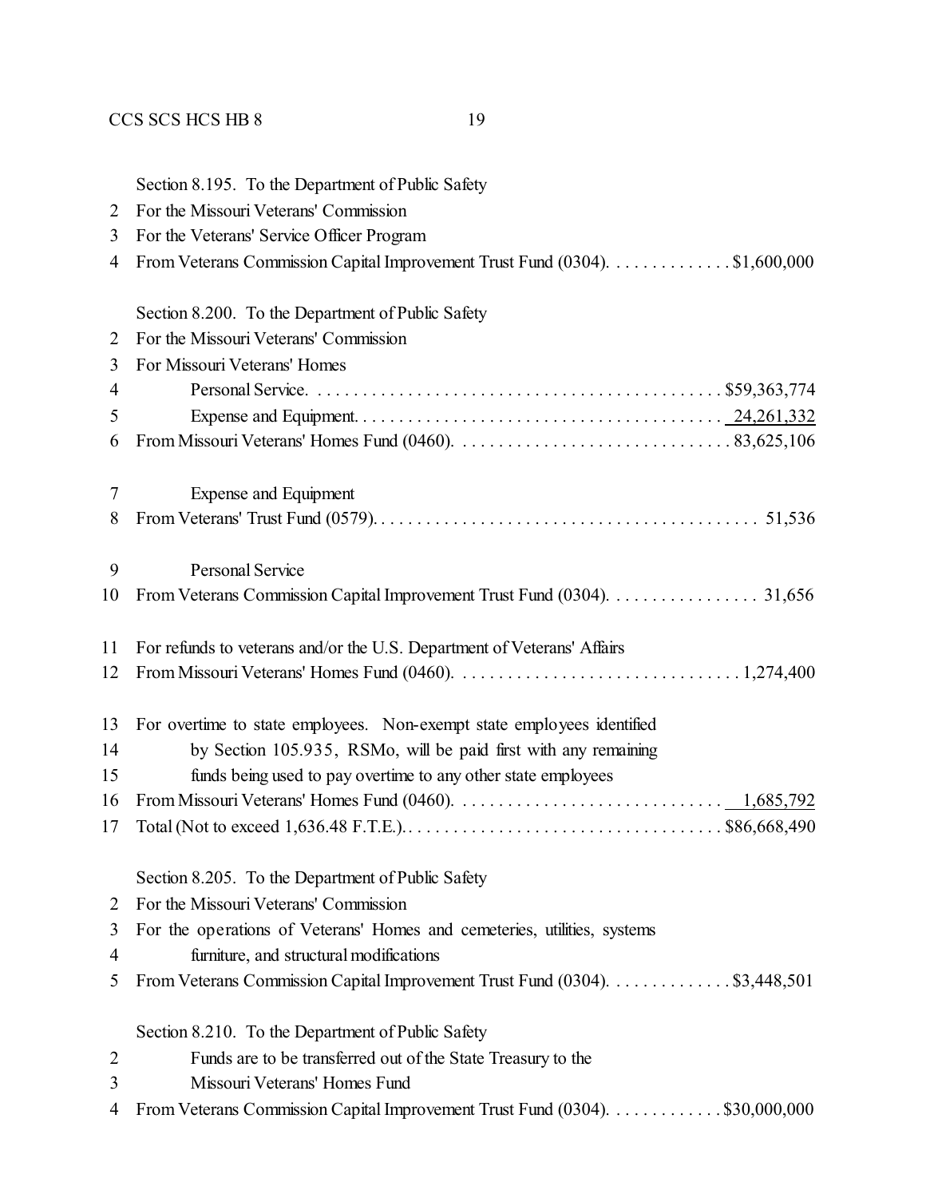Section 8.195. To the Department of Public Safety
2 For the Missouri Veterans' Commission
3 For the Veterans' Service Officer Program
4 From Veterans Commission Capital Improvement Trust Fund (0304). . . . . . . . . . . . . . $1,600,000

Section 8.200. To the Department of Public Safety
2 For the Missouri Veterans' Commission
3 For Missouri Veterans' Homes
4 Personal Service. . . . . . . . . . . . . . . . . . . . . . . . . . . . . . . . . . . . . . . . . . . . . $59,363,774
5 Expense and Equipment. . . . . . . . . . . . . . . . . . . . . . . . . . . . . . . . . . . . . . . . 24,261,332
6 From Missouri Veterans' Homes Fund (0460). . . . . . . . . . . . . . . . . . . . . . . . . . . . . . 83,625,106

7 Expense and Equipment
8 From Veterans' Trust Fund (0579). . . . . . . . . . . . . . . . . . . . . . . . . . . . . . . . . . . . . . . . . . 51,536

9 Personal Service
10 From Veterans Commission Capital Improvement Trust Fund (0304). . . . . . . . . . . . . . . . . 31,656

11 For refunds to veterans and/or the U.S. Department of Veterans' Affairs
12 From Missouri Veterans' Homes Fund (0460). . . . . . . . . . . . . . . . . . . . . . . . . . . . . . . 1,274,400

13 For overtime to state employees. Non-exempt state employees identified
14 by Section 105.935, RSMo, will be paid first with any remaining
15 funds being used to pay overtime to any other state employees
16 From Missouri Veterans' Homes Fund (0460). . . . . . . . . . . . . . . . . . . . . . . . . . . . . . 1,685,792
17 Total (Not to exceed 1,636.48 F.T.E.). . . . . . . . . . . . . . . . . . . . . . . . . . . . . . . . . . . . $86,668,490

Section 8.205. To the Department of Public Safety
2 For the Missouri Veterans' Commission
3 For the operations of Veterans' Homes and cemeteries, utilities, systems
4 furniture, and structural modifications
5 From Veterans Commission Capital Improvement Trust Fund (0304). . . . . . . . . . . . . . $3,448,501

Section 8.210. To the Department of Public Safety
2 Funds are to be transferred out of the State Treasury to the
3 Missouri Veterans' Homes Fund
4 From Veterans Commission Capital Improvement Trust Fund (0304). . . . . . . . . . . . . $30,000,000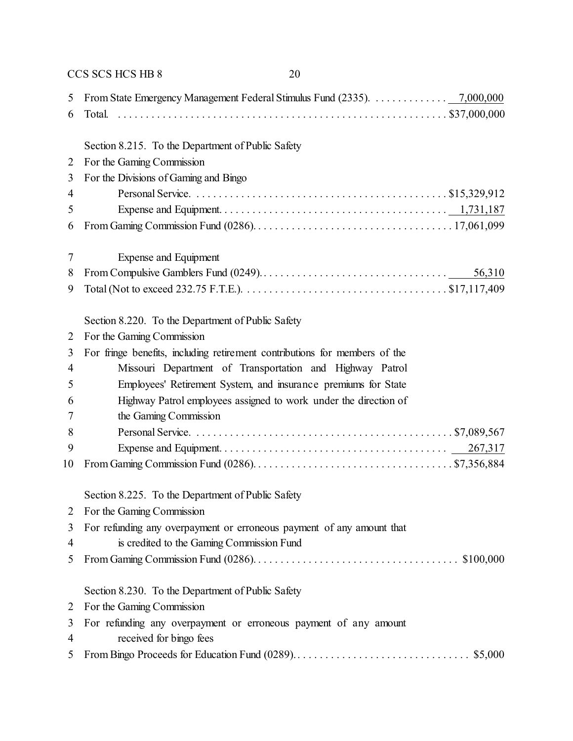5 From State Emergency Management Federal Stimulus Fund (2335). . . . . . . . . . . . . . 7,000,000
6 Total. . . . . . . . . . . . . . . . . . . . . . . . . . . . . . . . . . . . . . . . . . . . . . . . . . . . . . . . . . $37,000,000

Section 8.215. To the Department of Public Safety
2 For the Gaming Commission
3 For the Divisions of Gaming and Bingo
4 Personal Service. . . . . . . . . . . . . . . . . . . . . . . . . . . . . . . . . . . . . . . . . . . . . $15,329,912
5 Expense and Equipment. . . . . . . . . . . . . . . . . . . . . . . . . . . . . . . . . . . . . . . . 1,731,187
6 From Gaming Commission Fund (0286). . . . . . . . . . . . . . . . . . . . . . . . . . . . . . . . . . . 17,061,099

7 Expense and Equipment
8 From Compulsive Gamblers Fund (0249). . . . . . . . . . . . . . . . . . . . . . . . . . . . . . . . . 56,310
9 Total (Not to exceed 232.75 F.T.E.). . . . . . . . . . . . . . . . . . . . . . . . . . . . . . . . . . . . $17,117,409

Section 8.220. To the Department of Public Safety
2 For the Gaming Commission
3 For fringe benefits, including retirement contributions for members of the
4 Missouri Department of Transportation and Highway Patrol
5 Employees' Retirement System, and insurance premiums for State
6 Highway Patrol employees assigned to work under the direction of
7 the Gaming Commission
8 Personal Service. . . . . . . . . . . . . . . . . . . . . . . . . . . . . . . . . . . . . . . . . . . . . $7,089,567
9 Expense and Equipment. . . . . . . . . . . . . . . . . . . . . . . . . . . . . . . . . . . . . . . . 267,317
10 From Gaming Commission Fund (0286). . . . . . . . . . . . . . . . . . . . . . . . . . . . . . . . . . . $7,356,884

Section 8.225. To the Department of Public Safety
2 For the Gaming Commission
3 For refunding any overpayment or erroneous payment of any amount that
4 is credited to the Gaming Commission Fund
5 From Gaming Commission Fund (0286). . . . . . . . . . . . . . . . . . . . . . . . . . . . . . . . . . . . $100,000

Section 8.230. To the Department of Public Safety
2 For the Gaming Commission
3 For refunding any overpayment or erroneous payment of any amount
4 received for bingo fees
5 From Bingo Proceeds for Education Fund (0289). . . . . . . . . . . . . . . . . . . . . . . . . . . . . . . $5,000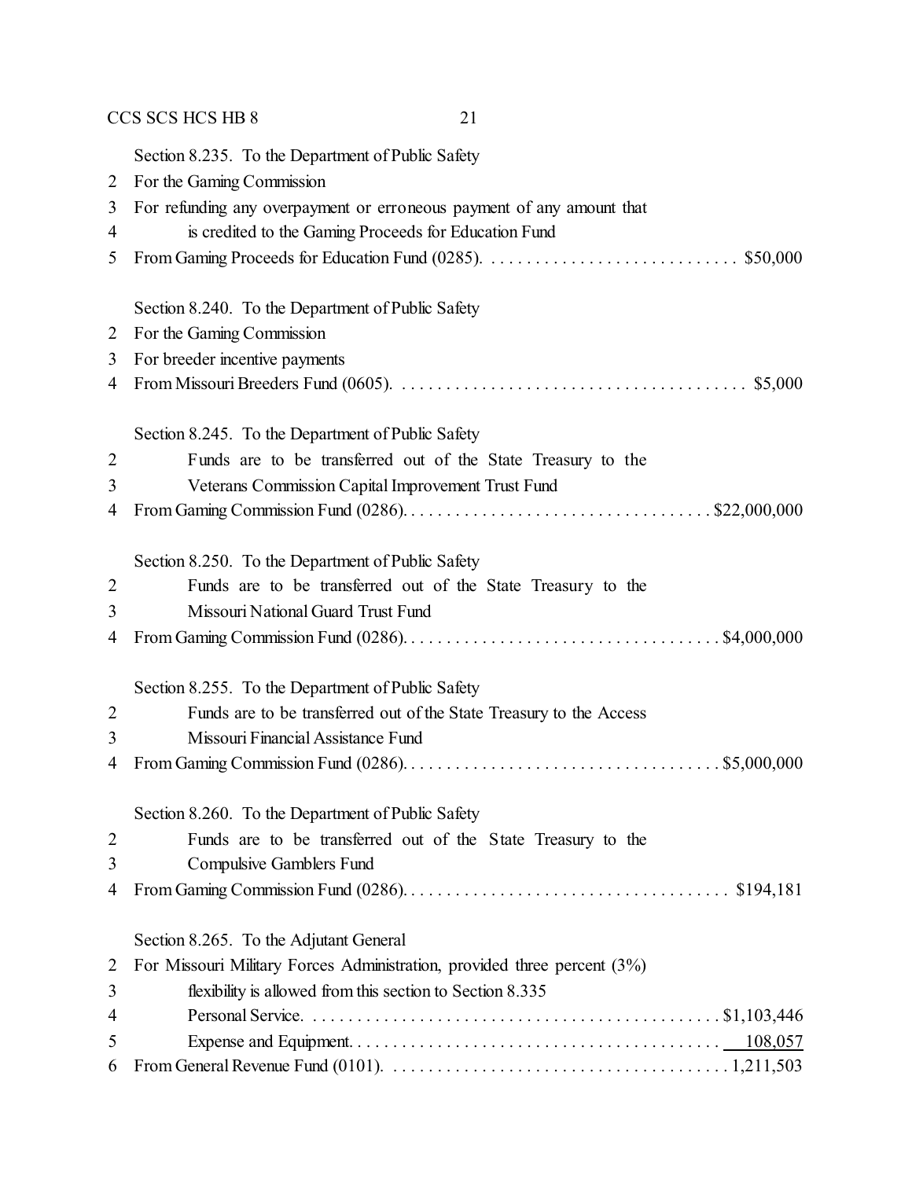Section 8.235. To the Department of Public Safety
2 For the Gaming Commission
3 For refunding any overpayment or erroneous payment of any amount that
4 is credited to the Gaming Proceeds for Education Fund
5 From Gaming Proceeds for Education Fund (0285). . . . . . . . . . . . . . . . . . . . . . . . . . . . . $50,000

Section 8.240. To the Department of Public Safety
2 For the Gaming Commission
3 For breeder incentive payments
4 From Missouri Breeders Fund (0605). . . . . . . . . . . . . . . . . . . . . . . . . . . . . . . . . . . . . . . $5,000

Section 8.245. To the Department of Public Safety
2 Funds are to be transferred out of the State Treasury to the
3 Veterans Commission Capital Improvement Trust Fund
4 From Gaming Commission Fund (0286). . . . . . . . . . . . . . . . . . . . . . . . . . . . . . . . . . $22,000,000

Section 8.250. To the Department of Public Safety
2 Funds are to be transferred out of the State Treasury to the
3 Missouri National Guard Trust Fund
4 From Gaming Commission Fund (0286). . . . . . . . . . . . . . . . . . . . . . . . . . . . . . . . . . . $4,000,000

Section 8.255. To the Department of Public Safety
2 Funds are to be transferred out of the State Treasury to the Access
3 Missouri Financial Assistance Fund
4 From Gaming Commission Fund (0286). . . . . . . . . . . . . . . . . . . . . . . . . . . . . . . . . . . $5,000,000

Section 8.260. To the Department of Public Safety
2 Funds are to be transferred out of the State Treasury to the
3 Compulsive Gamblers Fund
4 From Gaming Commission Fund (0286). . . . . . . . . . . . . . . . . . . . . . . . . . . . . . . . . . . . $194,181

Section 8.265. To the Adjutant General
2 For Missouri Military Forces Administration, provided three percent (3%)
3 flexibility is allowed from this section to Section 8.335
4 Personal Service. . . . . . . . . . . . . . . . . . . . . . . . . . . . . . . . . . . . . . . . . . . . . $1,103,446
5 Expense and Equipment. . . . . . . . . . . . . . . . . . . . . . . . . . . . . . . . . . . . . . . . . 108,057
6 From General Revenue Fund (0101). . . . . . . . . . . . . . . . . . . . . . . . . . . . . . . . . . . . . 1,211,503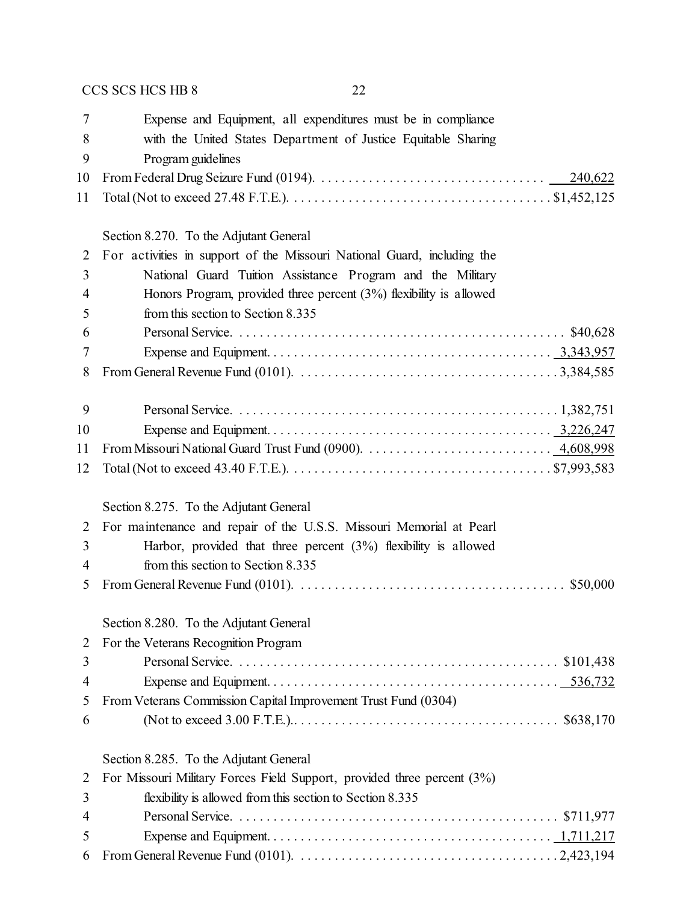7 Expense and Equipment, all expenditures must be in compliance
8 with the United States Department of Justice Equitable Sharing
9 Program guidelines
10 From Federal Drug Seizure Fund (0194). . . . . . . . . . . . . . . . . . . . . . . . . . . . . . . . . 240,622
11 Total (Not to exceed 27.48 F.T.E.). . . . . . . . . . . . . . . . . . . . . . . . . . . . . . . . . . . . . $1,452,125

Section 8.270. To the Adjutant General
2 For activities in support of the Missouri National Guard, including the
3 National Guard Tuition Assistance Program and the Military
4 Honors Program, provided three percent (3%) flexibility is allowed
5 from this section to Section 8.335
6 Personal Service. . . . . . . . . . . . . . . . . . . . . . . . . . . . . . . . . . . . . . . . . . . . . . . $40,628
7 Expense and Equipment. . . . . . . . . . . . . . . . . . . . . . . . . . . . . . . . . . . . . . . . . 3,343,957
8 From General Revenue Fund (0101). . . . . . . . . . . . . . . . . . . . . . . . . . . . . . . . . . . . . 3,384,585

9 Personal Service. . . . . . . . . . . . . . . . . . . . . . . . . . . . . . . . . . . . . . . . . . . . . . . 1,382,751
10 Expense and Equipment. . . . . . . . . . . . . . . . . . . . . . . . . . . . . . . . . . . . . . . . . 3,226,247
11 From Missouri National Guard Trust Fund (0900). . . . . . . . . . . . . . . . . . . . . . . . . . . 4,608,998
12 Total (Not to exceed 43.40 F.T.E.). . . . . . . . . . . . . . . . . . . . . . . . . . . . . . . . . . . . . $7,993,583

Section 8.275. To the Adjutant General
2 For maintenance and repair of the U.S.S. Missouri Memorial at Pearl
3 Harbor, provided that three percent (3%) flexibility is allowed
4 from this section to Section 8.335
5 From General Revenue Fund (0101). . . . . . . . . . . . . . . . . . . . . . . . . . . . . . . . . . . . . . $50,000

Section 8.280. To the Adjutant General
2 For the Veterans Recognition Program
3 Personal Service. . . . . . . . . . . . . . . . . . . . . . . . . . . . . . . . . . . . . . . . . . . . . . . $101,438
4 Expense and Equipment. . . . . . . . . . . . . . . . . . . . . . . . . . . . . . . . . . . . . . . . . 536,732
5 From Veterans Commission Capital Improvement Trust Fund (0304)
6 (Not to exceed 3.00 F.T.E.).. . . . . . . . . . . . . . . . . . . . . . . . . . . . . . . . . . . . . $638,170

Section 8.285. To the Adjutant General
2 For Missouri Military Forces Field Support, provided three percent (3%)
3 flexibility is allowed from this section to Section 8.335
4 Personal Service. . . . . . . . . . . . . . . . . . . . . . . . . . . . . . . . . . . . . . . . . . . . . . . $711,977
5 Expense and Equipment. . . . . . . . . . . . . . . . . . . . . . . . . . . . . . . . . . . . . . . . . 1,711,217
6 From General Revenue Fund (0101). . . . . . . . . . . . . . . . . . . . . . . . . . . . . . . . . . . . . 2,423,194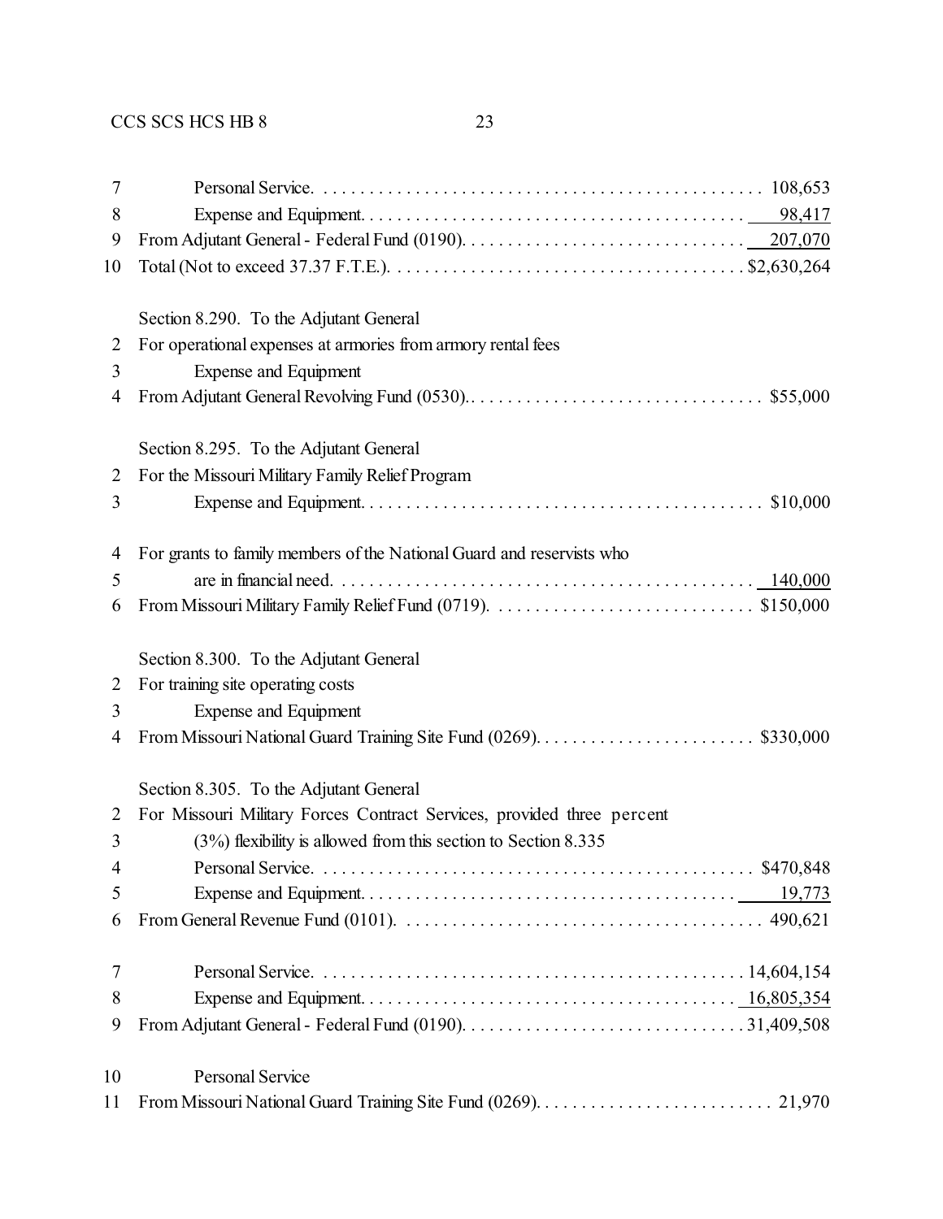7 Personal Service. . . . . . . . . . . . . . . . . . . . . . . . . . . . . . . . . . . . . . . . . . . . . . . 108,653
8 Expense and Equipment. . . . . . . . . . . . . . . . . . . . . . . . . . . . . . . . . . . . . . . . . 98,417
9 From Adjutant General - Federal Fund (0190). . . . . . . . . . . . . . . . . . . . . . . . . . . . . 207,070
10 Total (Not to exceed 37.37 F.T.E.). . . . . . . . . . . . . . . . . . . . . . . . . . . . . . . . . . . . . $2,630,264

Section 8.290. To the Adjutant General
2 For operational expenses at armories from armory rental fees
3 Expense and Equipment
4 From Adjutant General Revolving Fund (0530).. . . . . . . . . . . . . . . . . . . . . . . . . . . . . . . $55,000

Section 8.295. To the Adjutant General
2 For the Missouri Military Family Relief Program
3 Expense and Equipment. . . . . . . . . . . . . . . . . . . . . . . . . . . . . . . . . . . . . . . . . . . $10,000

4 For grants to family members of the National Guard and reservists who
5 are in financial need. . . . . . . . . . . . . . . . . . . . . . . . . . . . . . . . . . . . . . . . . . . . . 140,000
6 From Missouri Military Family Relief Fund (0719). . . . . . . . . . . . . . . . . . . . . . . . . . . . $150,000

Section 8.300. To the Adjutant General
2 For training site operating costs
3 Expense and Equipment
4 From Missouri National Guard Training Site Fund (0269). . . . . . . . . . . . . . . . . . . . . . . . $330,000

Section 8.305. To the Adjutant General
2 For Missouri Military Forces Contract Services, provided three percent
3 (3%) flexibility is allowed from this section to Section 8.335
4 Personal Service. . . . . . . . . . . . . . . . . . . . . . . . . . . . . . . . . . . . . . . . . . . . . . . $470,848
5 Expense and Equipment. . . . . . . . . . . . . . . . . . . . . . . . . . . . . . . . . . . . . . . . . 19,773
6 From General Revenue Fund (0101). . . . . . . . . . . . . . . . . . . . . . . . . . . . . . . . . . . . . . 490,621

7 Personal Service. . . . . . . . . . . . . . . . . . . . . . . . . . . . . . . . . . . . . . . . . . . . . 14,604,154
8 Expense and Equipment. . . . . . . . . . . . . . . . . . . . . . . . . . . . . . . . . . . . . . . . 16,805,354
9 From Adjutant General - Federal Fund (0190). . . . . . . . . . . . . . . . . . . . . . . . . . . . . . 31,409,508

10 Personal Service
11 From Missouri National Guard Training Site Fund (0269). . . . . . . . . . . . . . . . . . . . . . . . . . 21,970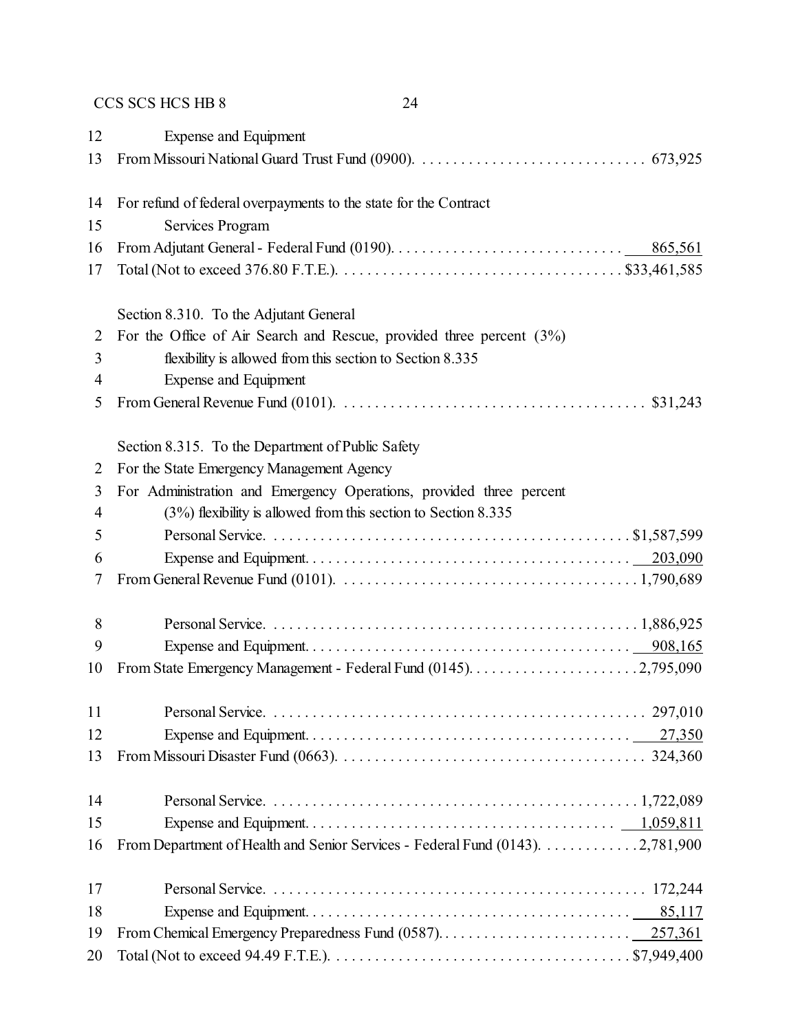12 Expense and Equipment
13 From Missouri National Guard Trust Fund (0900). . . . . . . . . . . . . . . . . . . . . . . . . . . . . 673,925

14 For refund of federal overpayments to the state for the Contract
15 Services Program
16 From Adjutant General - Federal Fund (0190). . . . . . . . . . . . . . . . . . . . . . . . . . . . . 865,561
17 Total (Not to exceed 376.80 F.T.E.). . . . . . . . . . . . . . . . . . . . . . . . . . . . . . . . . . . $33,461,585

Section 8.310. To the Adjutant General
2 For the Office of Air Search and Rescue, provided three percent (3%)
3 flexibility is allowed from this section to Section 8.335
4 Expense and Equipment
5 From General Revenue Fund (0101). . . . . . . . . . . . . . . . . . . . . . . . . . . . . . . . . . . . . . $31,243

Section 8.315. To the Department of Public Safety
2 For the State Emergency Management Agency
3 For Administration and Emergency Operations, provided three percent
4 (3%) flexibility is allowed from this section to Section 8.335
5 Personal Service. . . . . . . . . . . . . . . . . . . . . . . . . . . . . . . . . . . . . . . . . . . . . $1,587,599
6 Expense and Equipment. . . . . . . . . . . . . . . . . . . . . . . . . . . . . . . . . . . . . . . . . 203,090
7 From General Revenue Fund (0101). . . . . . . . . . . . . . . . . . . . . . . . . . . . . . . . . . . . . 1,790,689

8 Personal Service. . . . . . . . . . . . . . . . . . . . . . . . . . . . . . . . . . . . . . . . . . . . . 1,886,925
9 Expense and Equipment. . . . . . . . . . . . . . . . . . . . . . . . . . . . . . . . . . . . . . . . . 908,165
10 From State Emergency Management - Federal Fund (0145). . . . . . . . . . . . . . . . . . . . . 2,795,090

11 Personal Service. . . . . . . . . . . . . . . . . . . . . . . . . . . . . . . . . . . . . . . . . . . . . 297,010
12 Expense and Equipment. . . . . . . . . . . . . . . . . . . . . . . . . . . . . . . . . . . . . . . . . 27,350
13 From Missouri Disaster Fund (0663). . . . . . . . . . . . . . . . . . . . . . . . . . . . . . . . . . . . . 324,360

14 Personal Service. . . . . . . . . . . . . . . . . . . . . . . . . . . . . . . . . . . . . . . . . . . . . 1,722,089
15 Expense and Equipment. . . . . . . . . . . . . . . . . . . . . . . . . . . . . . . . . . . . . . . . . 1,059,811
16 From Department of Health and Senior Services - Federal Fund (0143). . . . . . . . . . . . 2,781,900

17 Personal Service. . . . . . . . . . . . . . . . . . . . . . . . . . . . . . . . . . . . . . . . . . . . . 172,244
18 Expense and Equipment. . . . . . . . . . . . . . . . . . . . . . . . . . . . . . . . . . . . . . . . . 85,117
19 From Chemical Emergency Preparedness Fund (0587). . . . . . . . . . . . . . . . . . . . . . . . 257,361
20 Total (Not to exceed 94.49 F.T.E.). . . . . . . . . . . . . . . . . . . . . . . . . . . . . . . . . . . . $7,949,400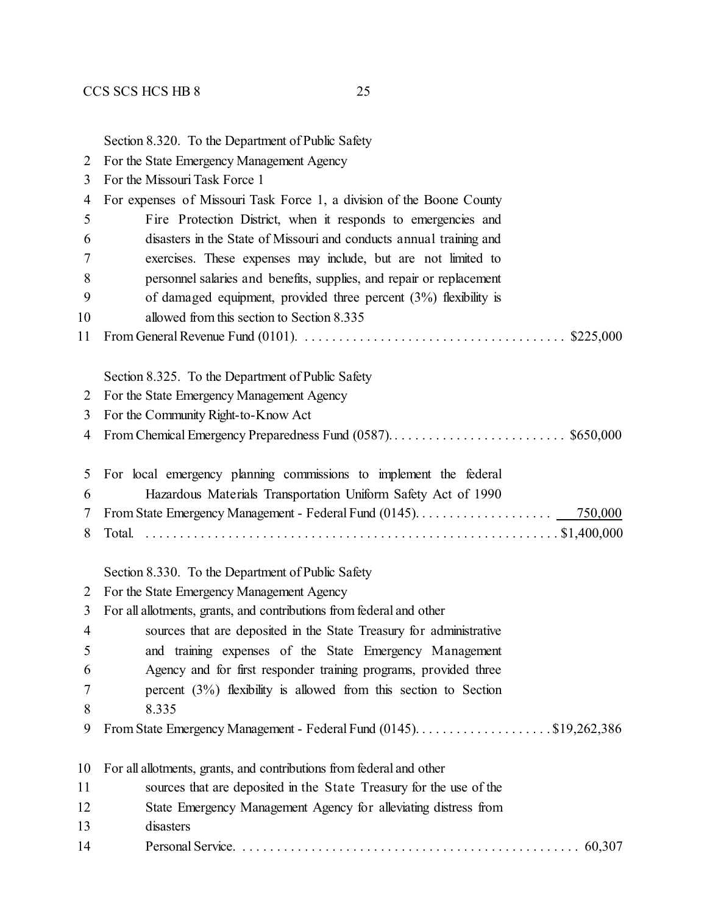Section 8.320. To the Department of Public Safety
For the State Emergency Management Agency
For the Missouri Task Force 1
For expenses of Missouri Task Force 1, a division of the Boone County Fire Protection District, when it responds to emergencies and disasters in the State of Missouri and conducts annual training and exercises. These expenses may include, but are not limited to personnel salaries and benefits, supplies, and repair or replacement of damaged equipment, provided three percent (3%) flexibility is allowed from this section to Section 8.335
From General Revenue Fund (0101). . . . . . . . . . . . . . . . . . . . . . . . . . . . . . . . . . . . . . $225,000

Section 8.325. To the Department of Public Safety
For the State Emergency Management Agency
For the Community Right-to-Know Act
From Chemical Emergency Preparedness Fund (0587). . . . . . . . . . . . . . . . . . . . . . . . . . $650,000

For local emergency planning commissions to implement the federal Hazardous Materials Transportation Uniform Safety Act of 1990
From State Emergency Management - Federal Fund (0145). . . . . . . . . . . . . . . . . . . . 750,000
Total. . . . . . . . . . . . . . . . . . . . . . . . . . . . . . . . . . . . . . . . . . . . . . . . . . . . . . . . . . $1,400,000

Section 8.330. To the Department of Public Safety
For the State Emergency Management Agency
For all allotments, grants, and contributions from federal and other sources that are deposited in the State Treasury for administrative and training expenses of the State Emergency Management Agency and for first responder training programs, provided three percent (3%) flexibility is allowed from this section to Section 8.335
From State Emergency Management - Federal Fund (0145). . . . . . . . . . . . . . . . . . . . $19,262,386

For all allotments, grants, and contributions from federal and other sources that are deposited in the State Treasury for the use of the State Emergency Management Agency for alleviating distress from disasters
Personal Service. . . . . . . . . . . . . . . . . . . . . . . . . . . . . . . . . . . . . . . . . . . . . . . . . 60,307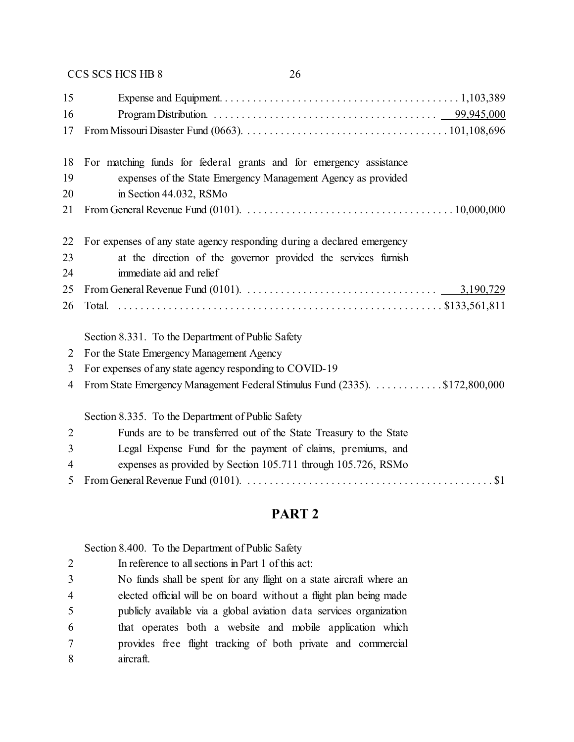15 Expense and Equipment. . . . . . . . . . . . . . . . . . . . . . . . . . . . . . . . . . . . . . . . . . 1,103,389
16 Program Distribution. . . . . . . . . . . . . . . . . . . . . . . . . . . . . . . . . . . . . . . . 99,945,000
17 From Missouri Disaster Fund (0663). . . . . . . . . . . . . . . . . . . . . . . . . . . . . . . . . . . . 101,108,696

18 For matching funds for federal grants and for emergency assistance
19 expenses of the State Emergency Management Agency as provided
20 in Section 44.032, RSMo
21 From General Revenue Fund (0101). . . . . . . . . . . . . . . . . . . . . . . . . . . . . . . . . . . . . 10,000,000

22 For expenses of any state agency responding during a declared emergency
23 at the direction of the governor provided the services furnish
24 immediate aid and relief
25 From General Revenue Fund (0101). . . . . . . . . . . . . . . . . . . . . . . . . . . . . . . . . . 3,190,729
26 Total. . . . . . . . . . . . . . . . . . . . . . . . . . . . . . . . . . . . . . . . . . . . . . . . . . . . . . $133,561,811

Section 8.331. To the Department of Public Safety
2 For the State Emergency Management Agency
3 For expenses of any state agency responding to COVID-19
4 From State Emergency Management Federal Stimulus Fund (2335). . . . . . . . . . . . . $172,800,000

Section 8.335. To the Department of Public Safety
2 Funds are to be transferred out of the State Treasury to the State
3 Legal Expense Fund for the payment of claims, premiums, and
4 expenses as provided by Section 105.711 through 105.726, RSMo
5 From General Revenue Fund (0101). . . . . . . . . . . . . . . . . . . . . . . . . . . . . . . . . . . . . . . . . . . $1

## PART 2

Section 8.400. To the Department of Public Safety
2 In reference to all sections in Part 1 of this act:
3 No funds shall be spent for any flight on a state aircraft where an
4 elected official will be on board without a flight plan being made
5 publicly available via a global aviation data services organization
6 that operates both a website and mobile application which
7 provides free flight tracking of both private and commercial
8 aircraft.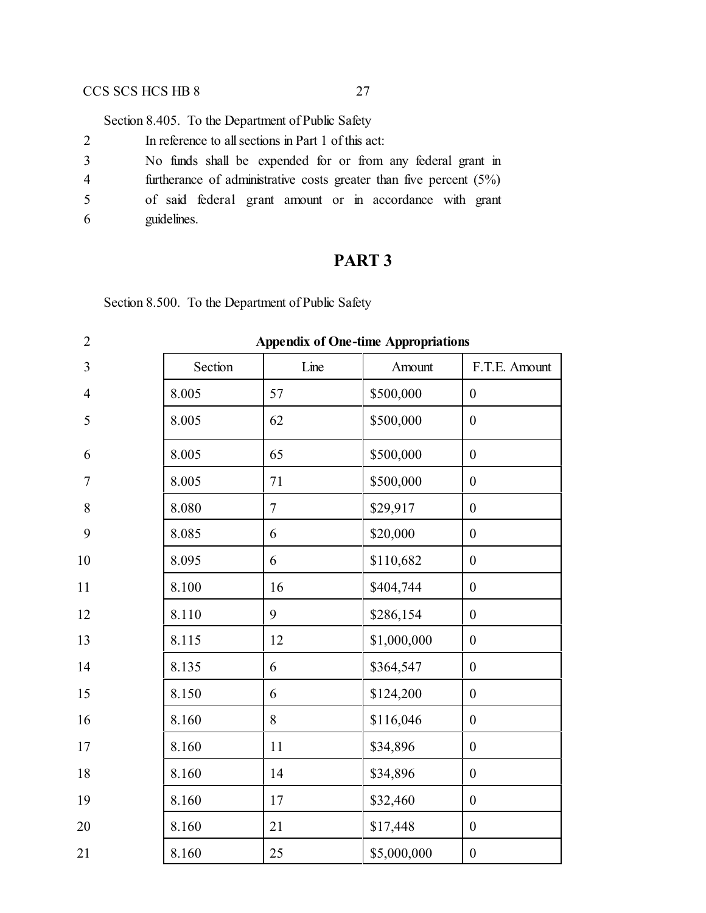Section 8.405. To the Department of Public Safety

In reference to all sections in Part 1 of this act:

No funds shall be expended for or from any federal grant in furtherance of administrative costs greater than five percent (5%) of said federal grant amount or in accordance with grant guidelines.

# PART 3

Section 8.500. To the Department of Public Safety

**Appendix of One-time Appropriations**

| Section | Line | Amount | F.T.E. Amount |
|---|---|---|---|
| 8.005 | 57 | $500,000 | 0 |
| 8.005 | 62 | $500,000 | 0 |
| 8.005 | 65 | $500,000 | 0 |
| 8.005 | 71 | $500,000 | 0 |
| 8.080 | 7 | $29,917 | 0 |
| 8.085 | 6 | $20,000 | 0 |
| 8.095 | 6 | $110,682 | 0 |
| 8.100 | 16 | $404,744 | 0 |
| 8.110 | 9 | $286,154 | 0 |
| 8.115 | 12 | $1,000,000 | 0 |
| 8.135 | 6 | $364,547 | 0 |
| 8.150 | 6 | $124,200 | 0 |
| 8.160 | 8 | $116,046 | 0 |
| 8.160 | 11 | $34,896 | 0 |
| 8.160 | 14 | $34,896 | 0 |
| 8.160 | 17 | $32,460 | 0 |
| 8.160 | 21 | $17,448 | 0 |
| 8.160 | 25 | $5,000,000 | 0 |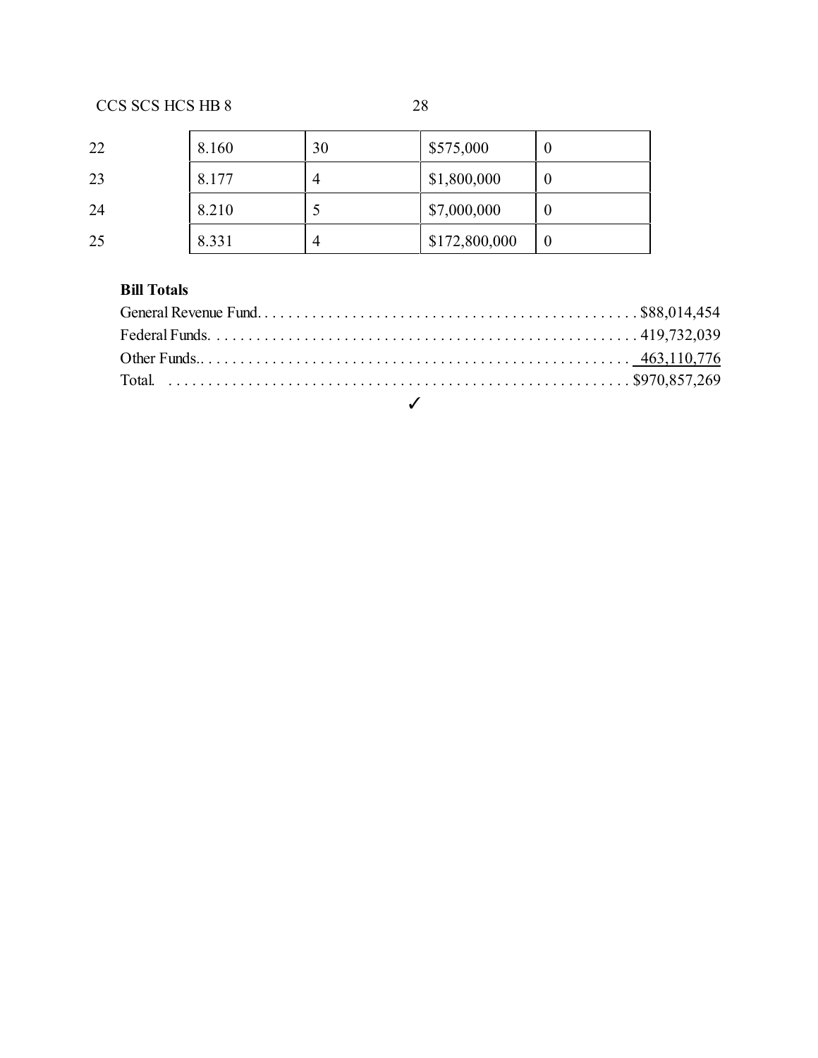| | | | |
|---|---|---|---|
| 8.160 | 30 | $575,000 | 0 |
| 8.177 | 4 | $1,800,000 | 0 |
| 8.210 | 5 | $7,000,000 | 0 |
| 8.331 | 4 | $172,800,000 | 0 |

**Bill Totals**

General Revenue Fund. . . . . . . . . . . . . . . . . . . . . . . . . . . . . . . . . . . . . . . . . . . . . . . . $88,014,454

Federal Funds. . . . . . . . . . . . . . . . . . . . . . . . . . . . . . . . . . . . . . . . . . . . . . . . . . . . 419,732,039

Other Funds.. . . . . . . . . . . . . . . . . . . . . . . . . . . . . . . . . . . . . . . . . . . . . . . . . . . . . 463,110,776

Total. . . . . . . . . . . . . . . . . . . . . . . . . . . . . . . . . . . . . . . . . . . . . . . . . . . . . . . . . . $970,857,269

✓